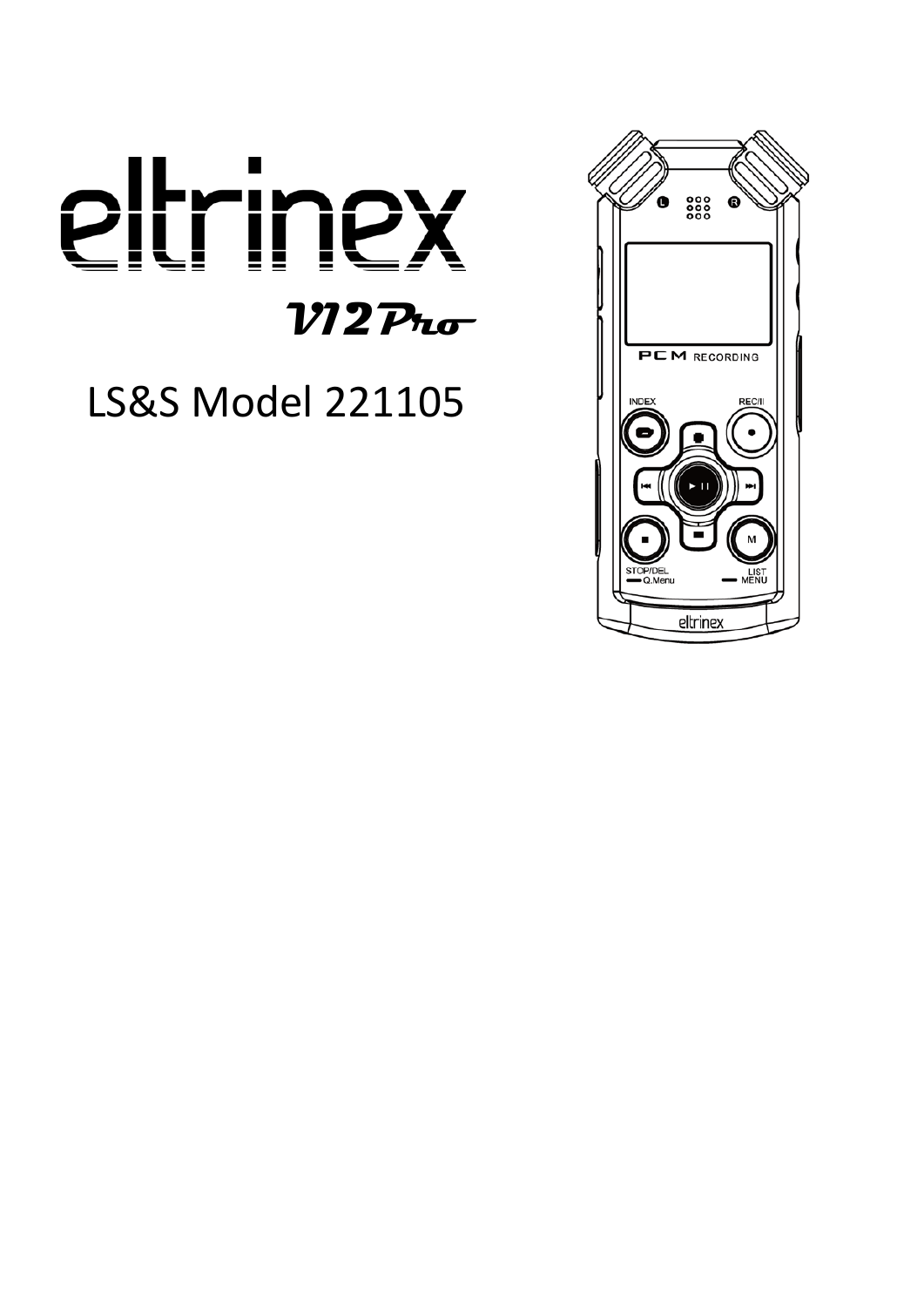# eltrinex

## V12Pro

LS&S Model 221105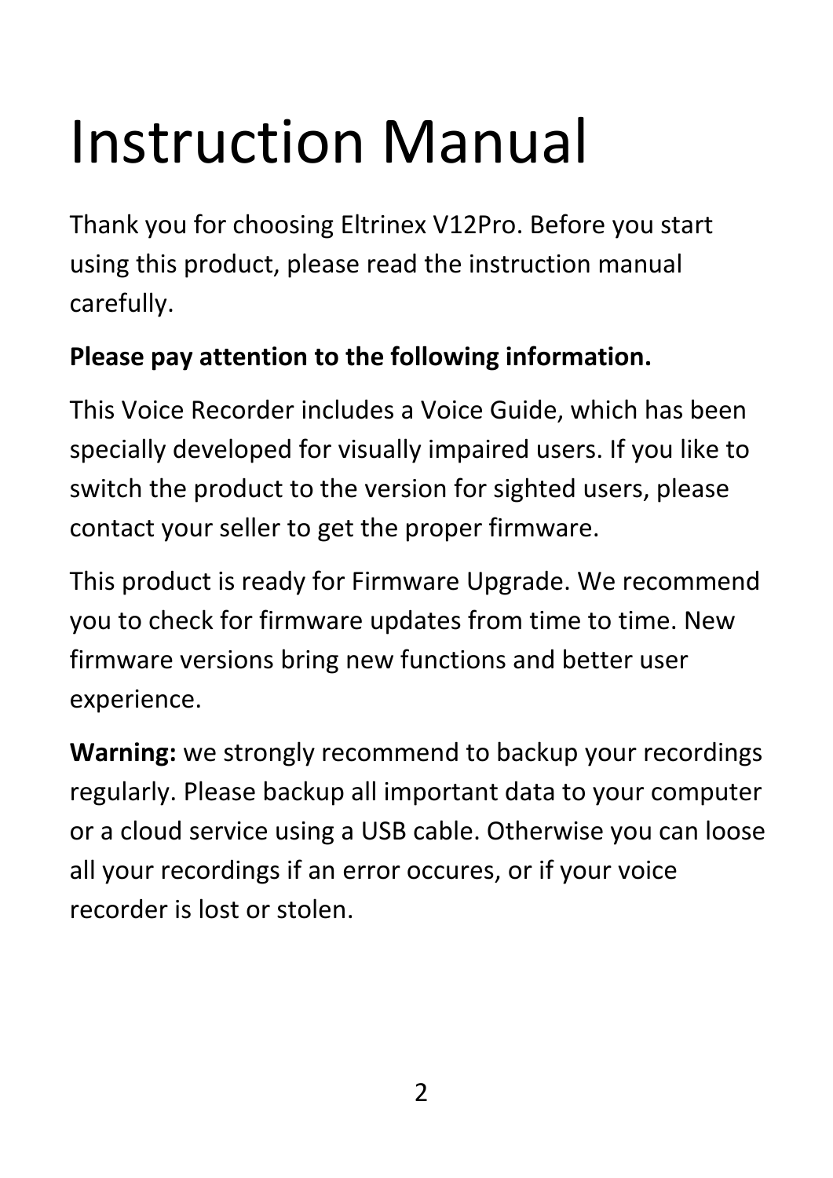# Instruction Manual

Thank you for choosing Eltrinex V12Pro. Before you start using this product, please read the instruction manual carefully.

**Please pay attention to the following information.**

This Voice Recorder includes a Voice Guide, which has been specially developed for visually impaired users. If you like to switch the product to the version for sighted users, please contact your seller to get the proper firmware.

This product is ready for Firmware Upgrade. We recommend you to check for firmware updates from time to time. New firmware versions bring new functions and better user experience.

**Warning:** we strongly recommend to backup your recordings regularly. Please backup all important data to your computer or a cloud service using a USB cable. Otherwise you can loose all your recordings if an error occures, or if your voice recorder is lost or stolen.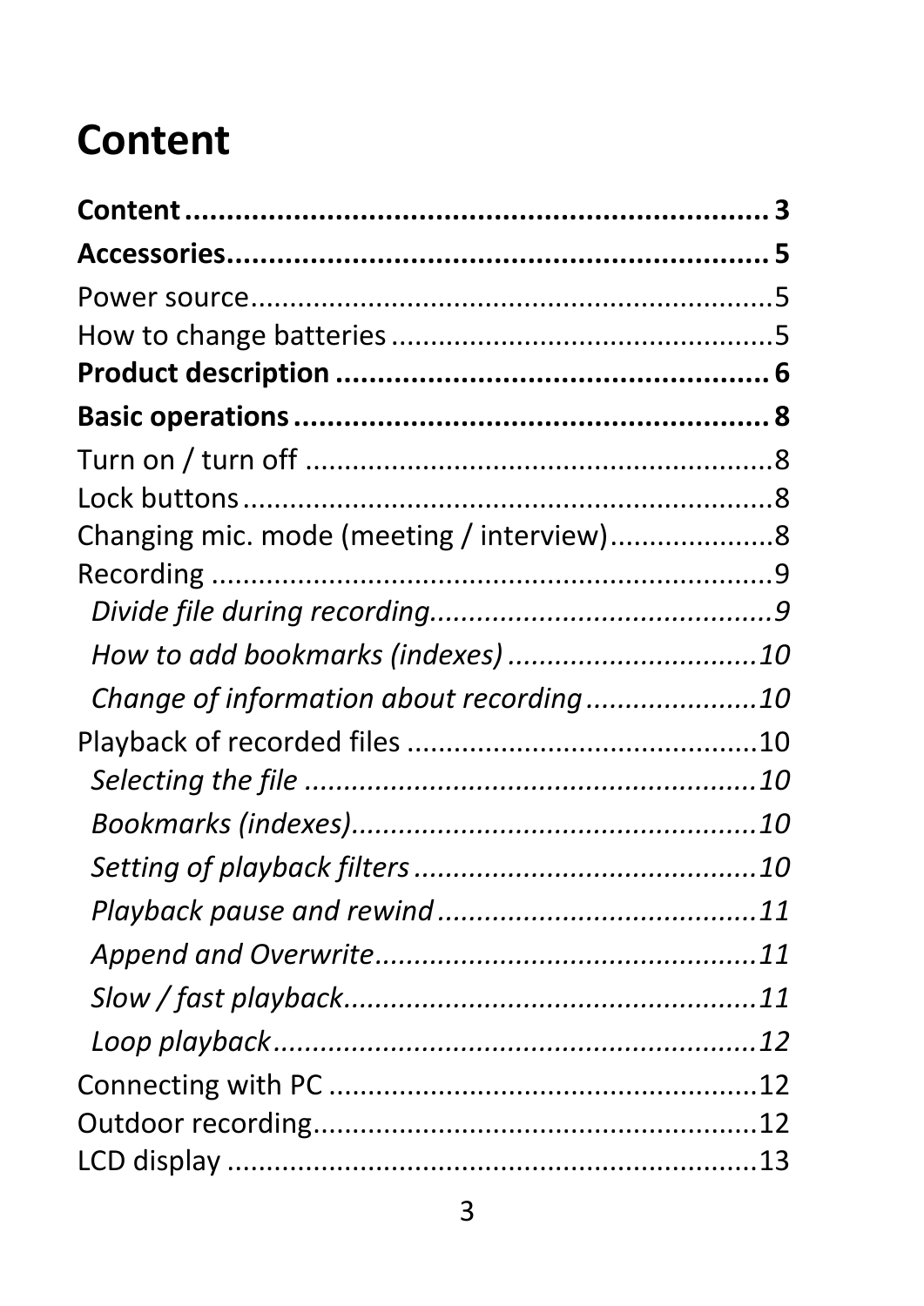# Content

**Content ........................................................ 3**

**Accessories ................................................... 5**

Power source .................................................. 5

How to change batteries ................................. 5

**Product description ...................................... 6**

**Basic operations ........................................... 8**

Turn on / turn off ............................................ 8

Lock buttons .................................................... 8

Changing mic. mode (meeting / interview) .................... 8

Recording ......................................................... 9

*Divide file during recording ............................ 9*

*How to add bookmarks (indexes) ..................... 10*

*Change of information about recording ............ 10*

Playback of recorded files ............................. 10

*Selecting the file .......................................... 10*

*Bookmarks (indexes) ...................................... 10*

*Setting of playback filters .............................. 10*

*Playback pause and rewind ............................ 11*

*Append and Overwrite ................................... 11*

*Slow / fast playback ...................................... 11*

*Loop playback .............................................. 12*

Connecting with PC ....................................... 12

Outdoor recording .......................................... 12

LCD display .................................................... 13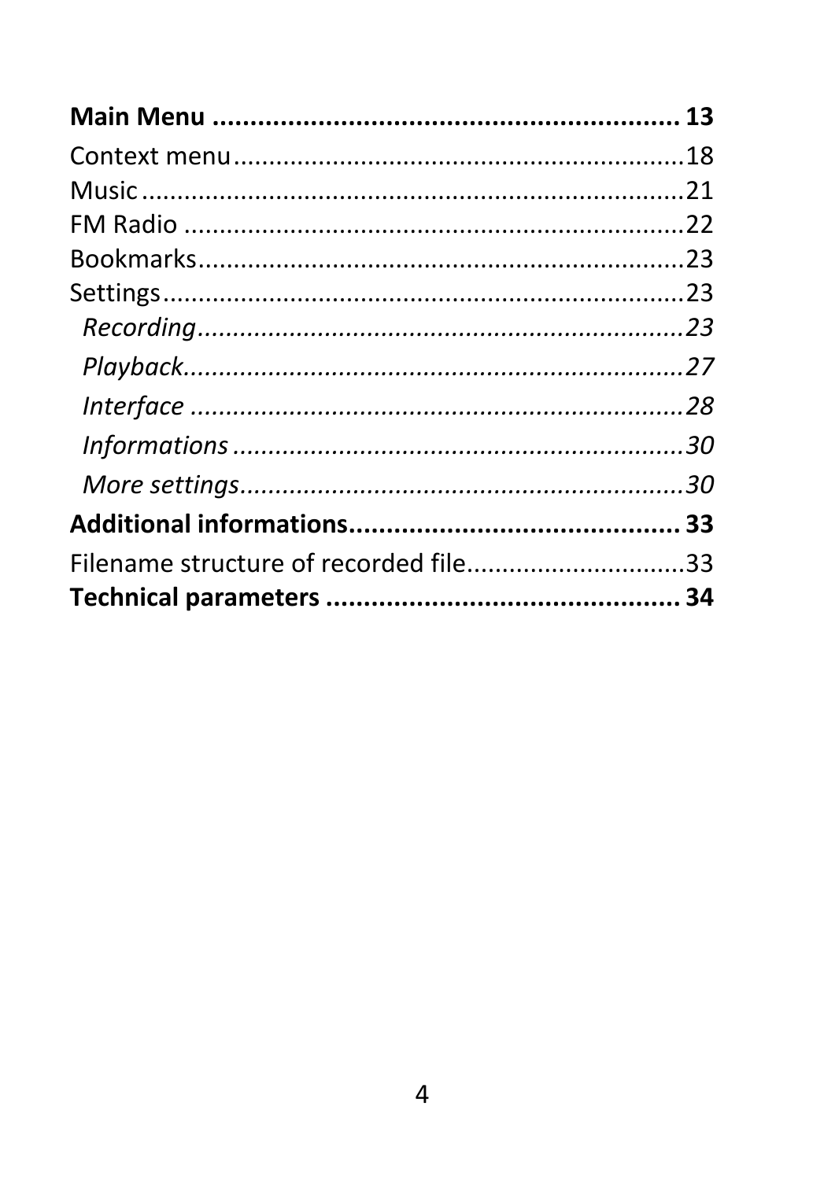**Main Menu ............................................................ 13**

Context menu..............................................................18
Music ..........................................................................21
FM Radio .....................................................................22
Bookmarks...................................................................23
Settings........................................................................23

*Recording..................................................................23*

*Playback.....................................................................27*

*Interface ....................................................................28*

*Informations ..............................................................30*

*More settings.............................................................30*

**Additional informations........................................... 33**

Filename structure of recorded file..............................33

**Technical parameters .............................................. 34**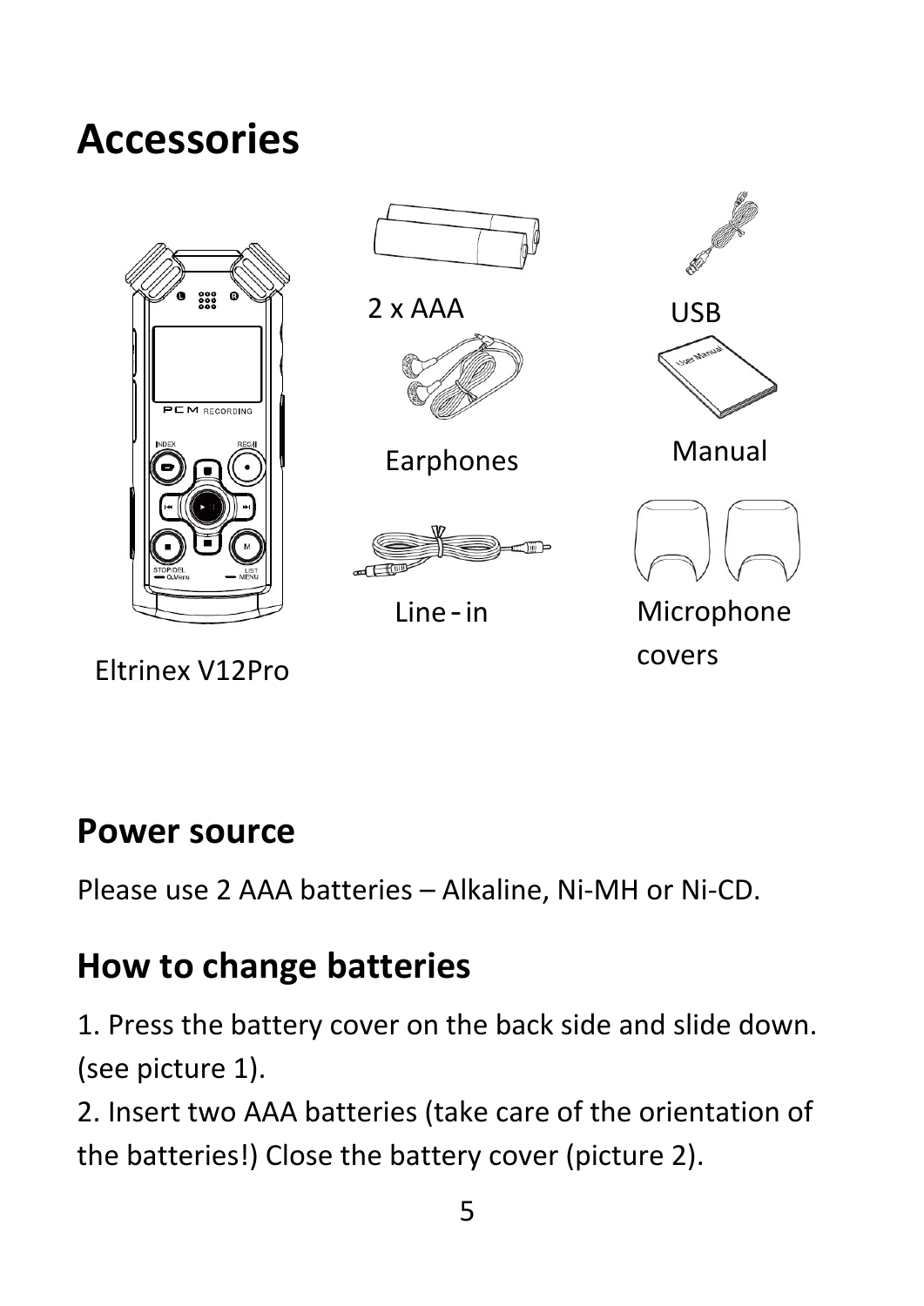# Accessories

2 x AAA

USB

Earphones

Manual

Line-in

Microphone covers

Eltrinex V12Pro

## Power source

Please use 2 AAA batteries – Alkaline, Ni-MH or Ni-CD.

## How to change batteries

1. Press the battery cover on the back side and slide down. (see picture 1).
2. Insert two AAA batteries (take care of the orientation of the batteries!) Close the battery cover (picture 2).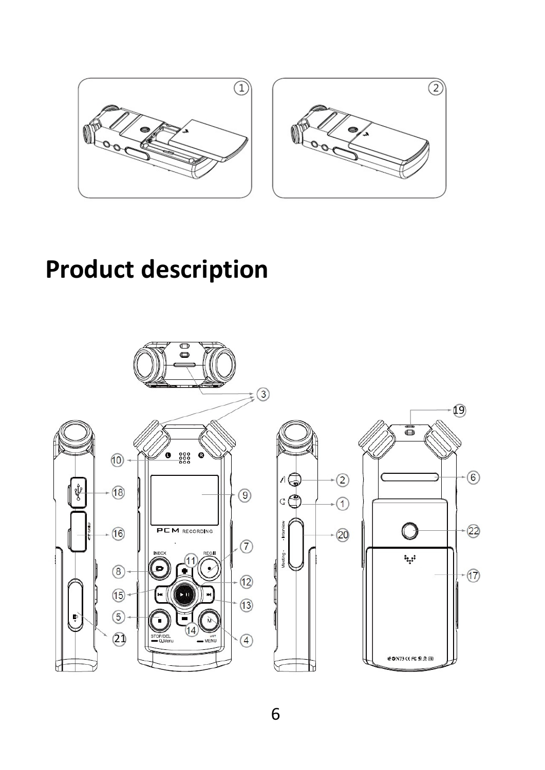# Product description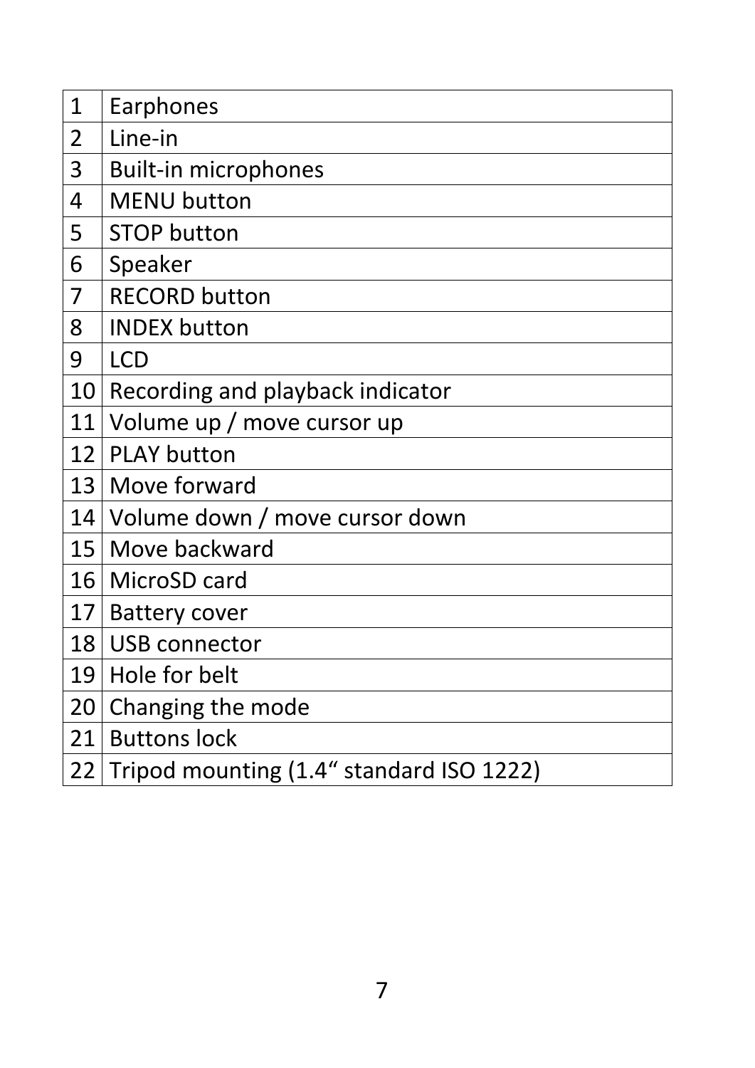| 1 | Earphones |
|---|---|
| 2 | Line-in |
| 3 | Built-in microphones |
| 4 | MENU button |
| 5 | STOP button |
| 6 | Speaker |
| 7 | RECORD button |
| 8 | INDEX button |
| 9 | LCD |
| 10 | Recording and playback indicator |
| 11 | Volume up / move cursor up |
| 12 | PLAY button |
| 13 | Move forward |
| 14 | Volume down / move cursor down |
| 15 | Move backward |
| 16 | MicroSD card |
| 17 | Battery cover |
| 18 | USB connector |
| 19 | Hole for belt |
| 20 | Changing the mode |
| 21 | Buttons lock |
| 22 | Tripod mounting (1.4“ standard ISO 1222) |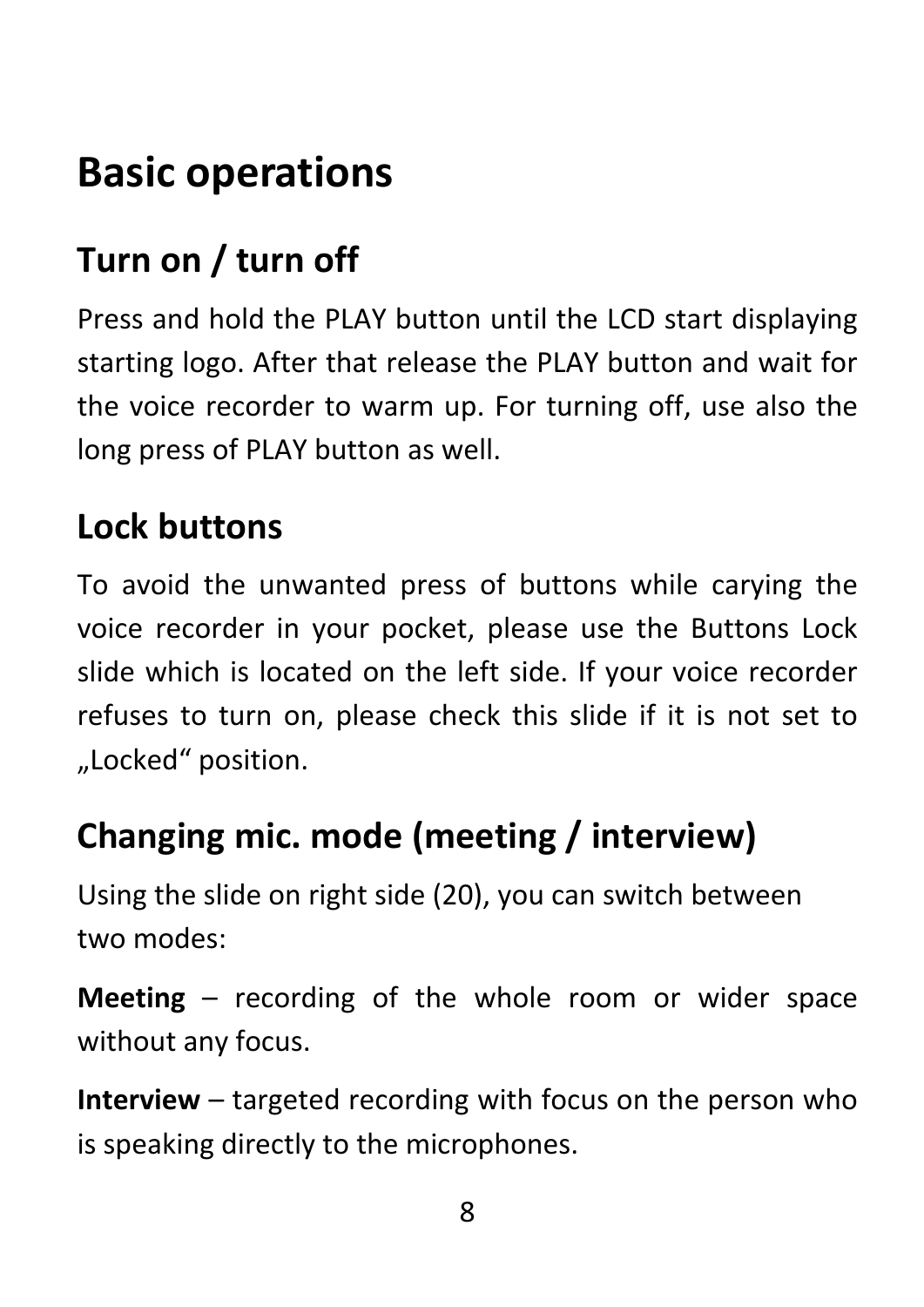# Basic operations

## Turn on / turn off

Press and hold the PLAY button until the LCD start displaying starting logo. After that release the PLAY button and wait for the voice recorder to warm up. For turning off, use also the long press of PLAY button as well.

## Lock buttons

To avoid the unwanted press of buttons while carying the voice recorder in your pocket, please use the Buttons Lock slide which is located on the left side. If your voice recorder refuses to turn on, please check this slide if it is not set to „Locked“ position.

## Changing mic. mode (meeting / interview)

Using the slide on right side (20), you can switch between two modes:

**Meeting** – recording of the whole room or wider space without any focus.

**Interview** – targeted recording with focus on the person who is speaking directly to the microphones.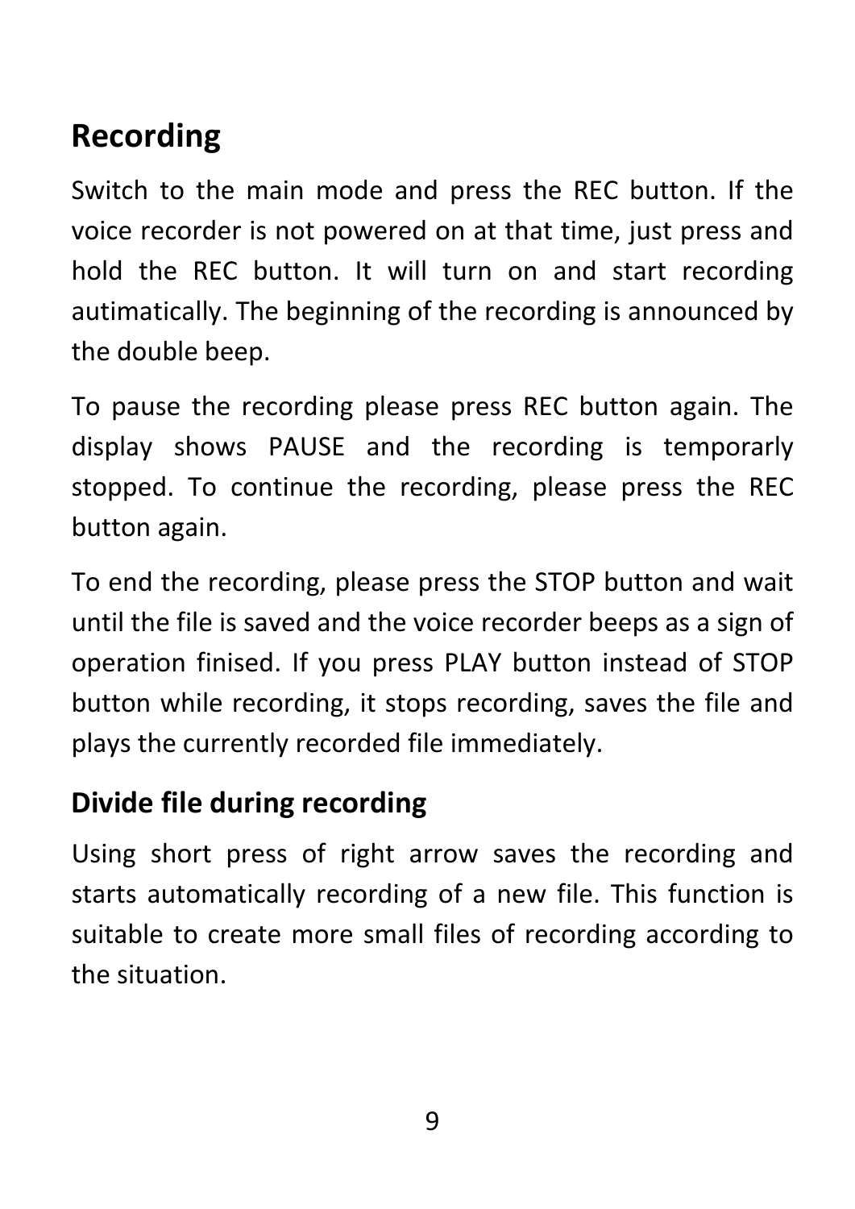# Recording

Switch to the main mode and press the REC button. If the voice recorder is not powered on at that time, just press and hold the REC button. It will turn on and start recording autimatically. The beginning of the recording is announced by the double beep.

To pause the recording please press REC button again. The display shows PAUSE and the recording is temporarly stopped. To continue the recording, please press the REC button again.

To end the recording, please press the STOP button and wait until the file is saved and the voice recorder beeps as a sign of operation finised. If you press PLAY button instead of STOP button while recording, it stops recording, saves the file and plays the currently recorded file immediately.

## Divide file during recording

Using short press of right arrow saves the recording and starts automatically recording of a new file. This function is suitable to create more small files of recording according to the situation.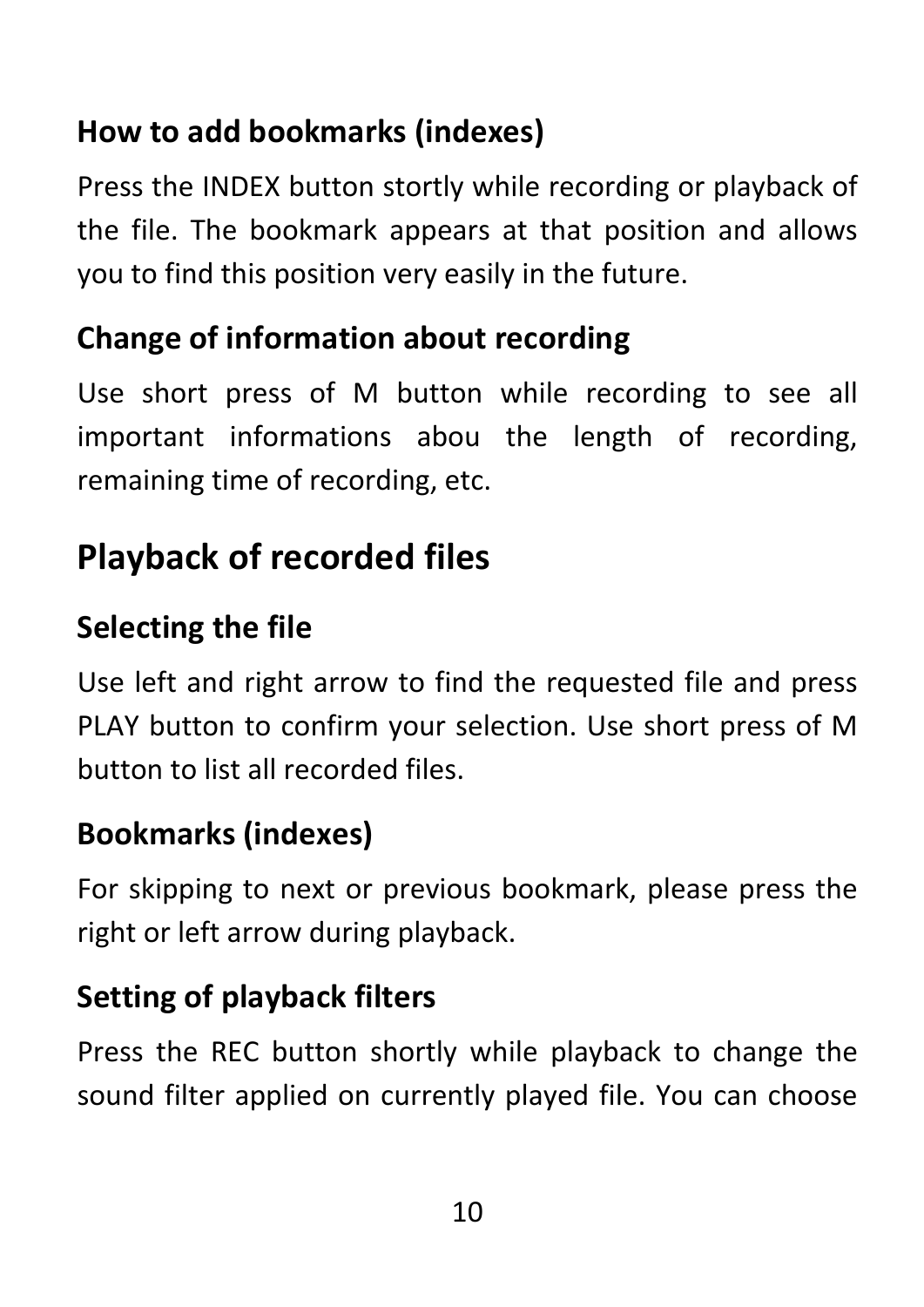### How to add bookmarks (indexes)

Press the INDEX button stortly while recording or playback of the file. The bookmark appears at that position and allows you to find this position very easily in the future.

### Change of information about recording

Use short press of M button while recording to see all important informations abou the length of recording, remaining time of recording, etc.

## Playback of recorded files

### Selecting the file

Use left and right arrow to find the requested file and press PLAY button to confirm your selection. Use short press of M button to list all recorded files.

### Bookmarks (indexes)

For skipping to next or previous bookmark, please press the right or left arrow during playback.

### Setting of playback filters

Press the REC button shortly while playback to change the sound filter applied on currently played file. You can choose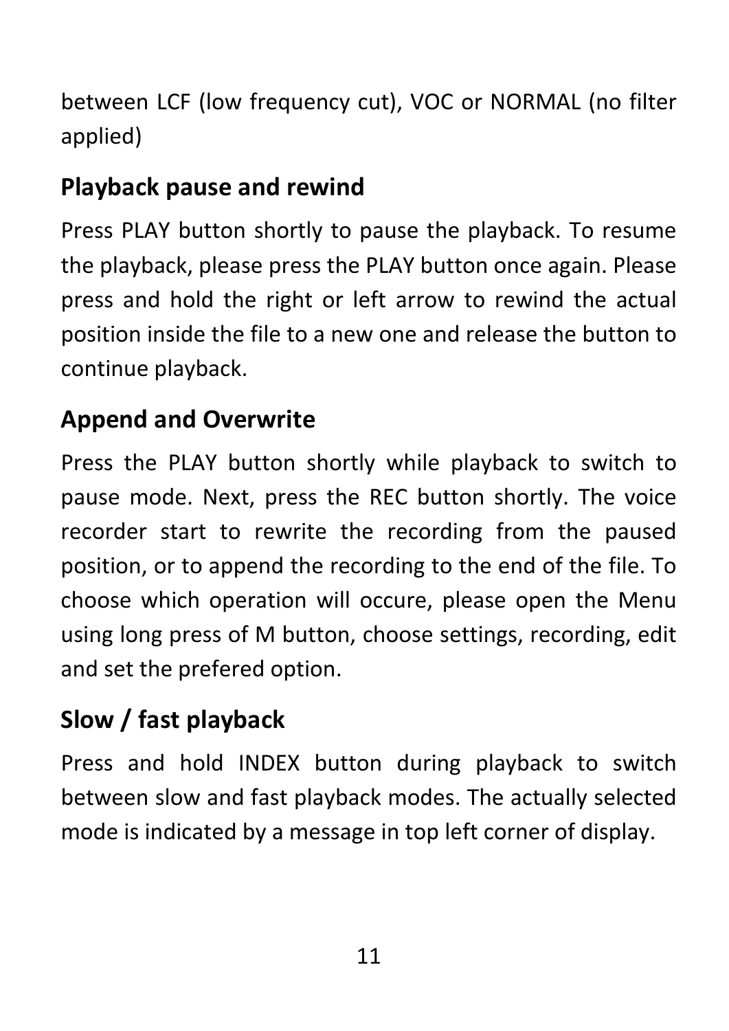between LCF (low frequency cut), VOC or NORMAL (no filter applied)

## Playback pause and rewind

Press PLAY button shortly to pause the playback. To resume the playback, please press the PLAY button once again. Please press and hold the right or left arrow to rewind the actual position inside the file to a new one and release the button to continue playback.

## Append and Overwrite

Press the PLAY button shortly while playback to switch to pause mode. Next, press the REC button shortly. The voice recorder start to rewrite the recording from the paused position, or to append the recording to the end of the file. To choose which operation will occure, please open the Menu using long press of M button, choose settings, recording, edit and set the prefered option.

## Slow / fast playback

Press and hold INDEX button during playback to switch between slow and fast playback modes. The actually selected mode is indicated by a message in top left corner of display.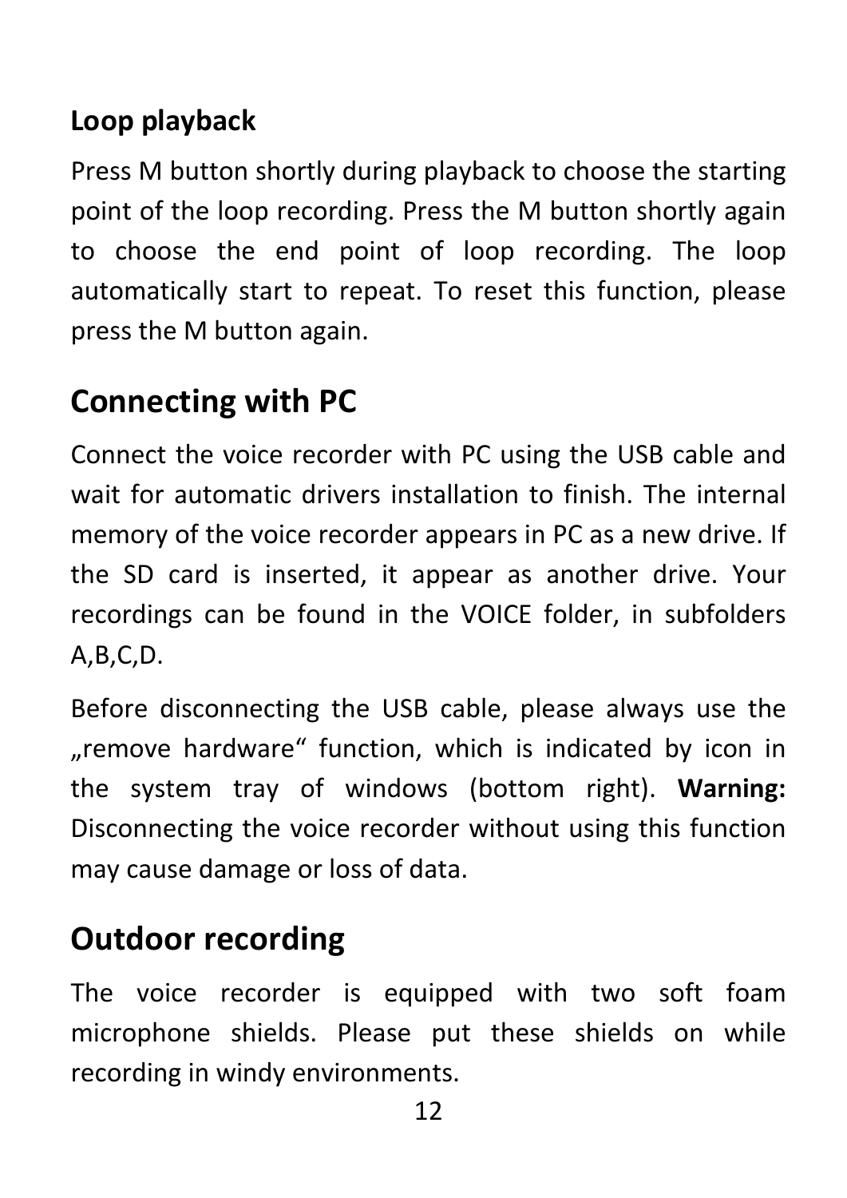### Loop playback

Press M button shortly during playback to choose the starting point of the loop recording. Press the M button shortly again to choose the end point of loop recording. The loop automatically start to repeat. To reset this function, please press the M button again.

## Connecting with PC

Connect the voice recorder with PC using the USB cable and wait for automatic drivers installation to finish. The internal memory of the voice recorder appears in PC as a new drive. If the SD card is inserted, it appear as another drive. Your recordings can be found in the VOICE folder, in subfolders A,B,C,D.

Before disconnecting the USB cable, please always use the „remove hardware“ function, which is indicated by icon in the system tray of windows (bottom right). **Warning:** Disconnecting the voice recorder without using this function may cause damage or loss of data.

## Outdoor recording

The voice recorder is equipped with two soft foam microphone shields. Please put these shields on while recording in windy environments.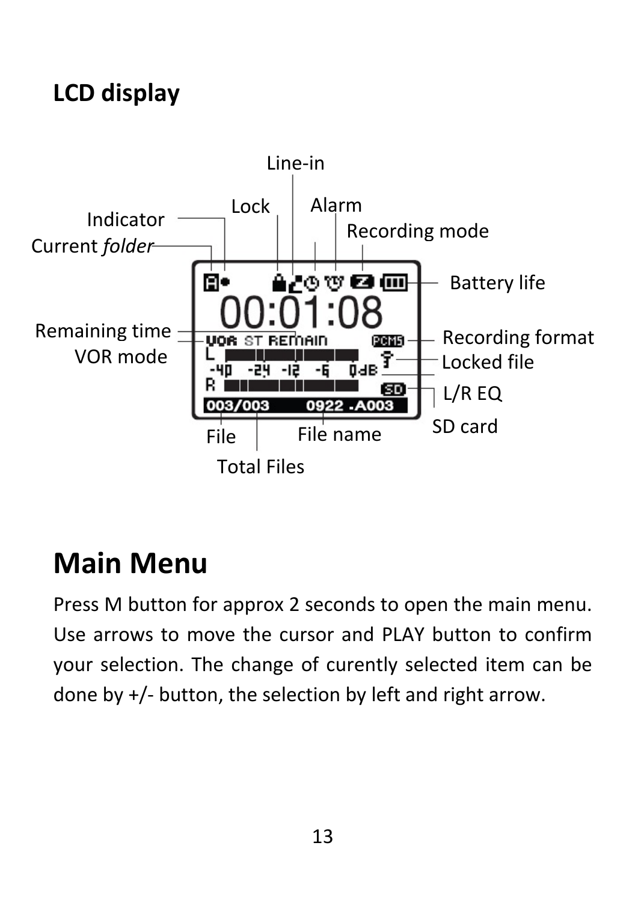## LCD display

# Main Menu

Press M button for approx 2 seconds to open the main menu. Use arrows to move the cursor and PLAY button to confirm your selection. The change of curently selected item can be done by +/- button, the selection by left and right arrow.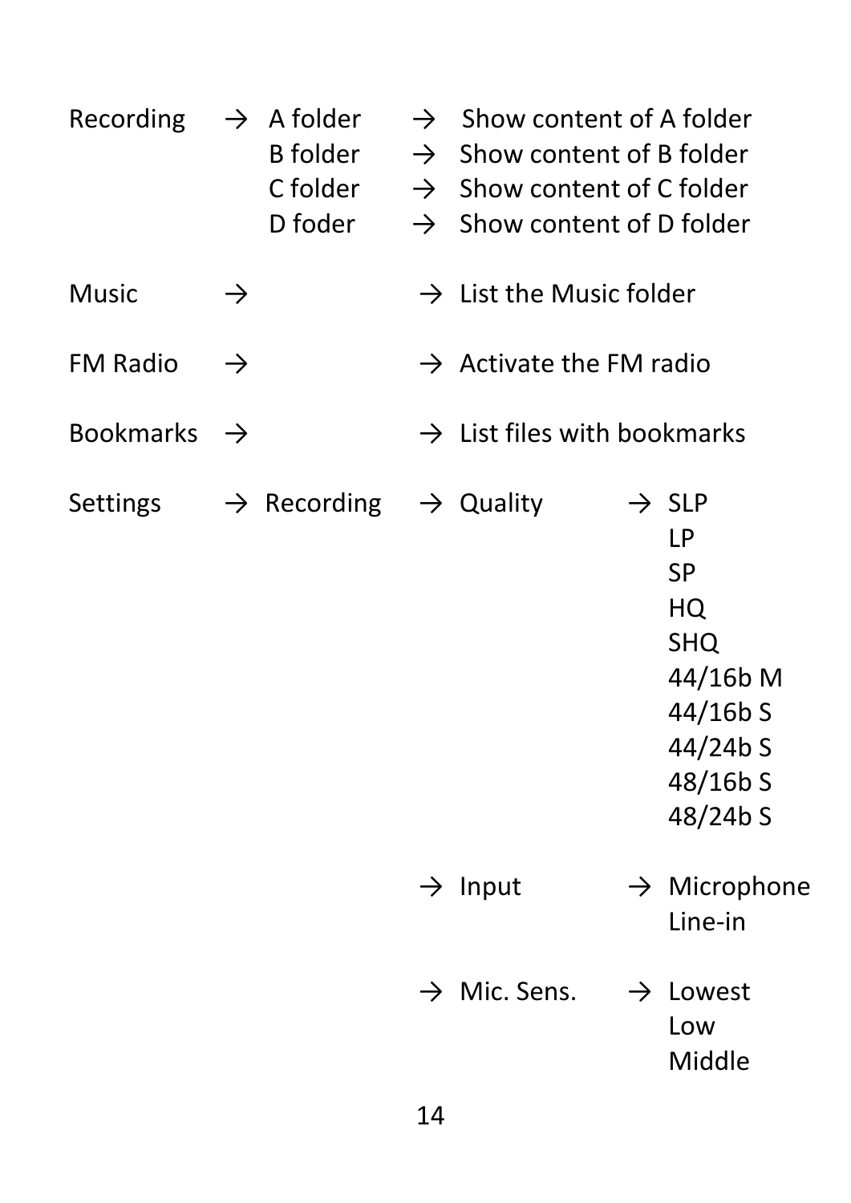| | | | | |
|---|---|---|---|---|
| Recording | → A folder | → Show content of A folder | | |
| | B folder | → Show content of B folder | | |
| | C folder | → Show content of C folder | | |
| | D foder | → Show content of D folder | | |
| Music | → | → List the Music folder | | |
| FM Radio | → | → Activate the FM radio | | |
| Bookmarks | → | → List files with bookmarks | | |
| Settings | → Recording | → Quality | → SLP | |
| | | | LP | |
| | | | SP | |
| | | | HQ | |
| | | | SHQ | |
| | | | 44/16b M | |
| | | | 44/16b S | |
| | | | 44/24b S | |
| | | | 48/16b S | |
| | | | 48/24b S | |
| | | → Input | → Microphone | |
| | | | Line-in | |
| | | → Mic. Sens. | → Lowest | |
| | | | Low | |
| | | | Middle | |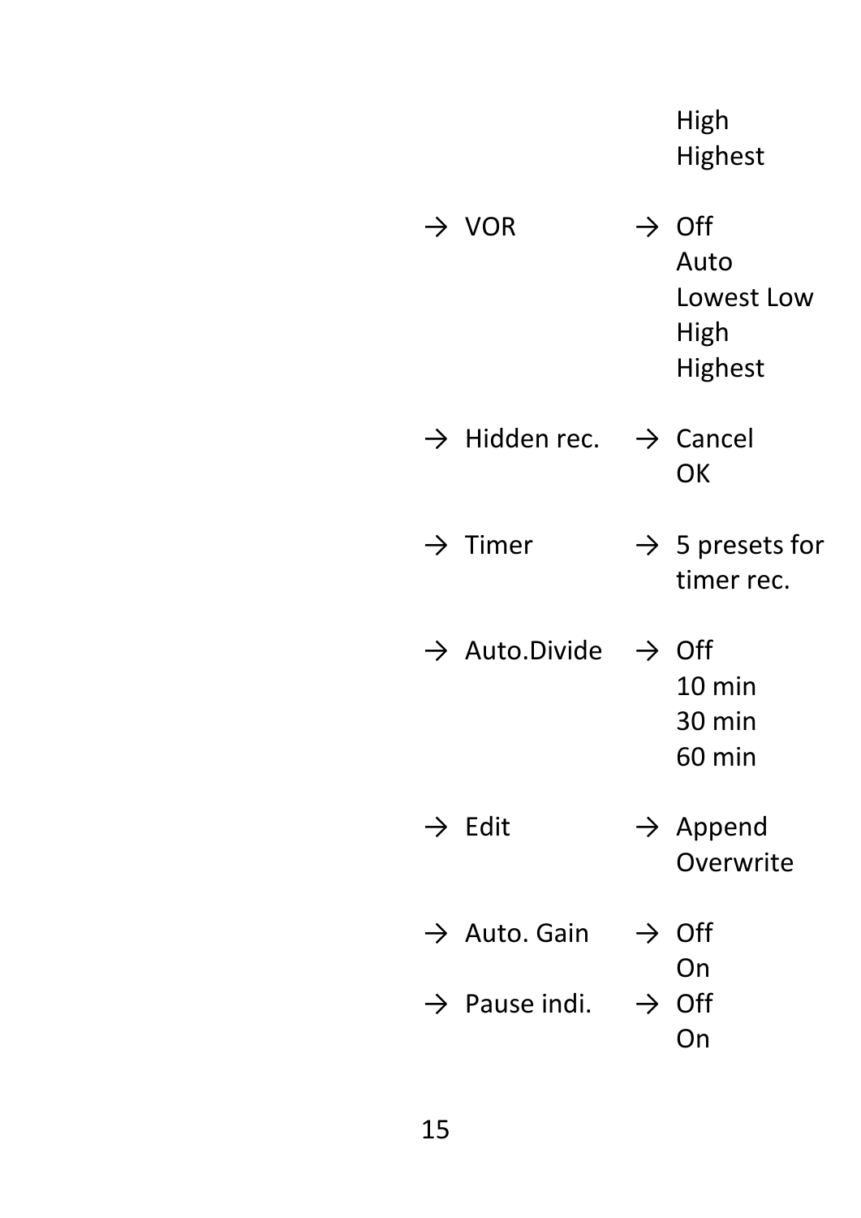High
Highest

→ VOR → Off
Auto
Lowest Low
High
Highest

→ Hidden rec. → Cancel
OK

→ Timer → 5 presets for timer rec.

→ Auto.Divide → Off
10 min
30 min
60 min

→ Edit → Append
Overwrite

→ Auto. Gain → Off
On

→ Pause indi. → Off
On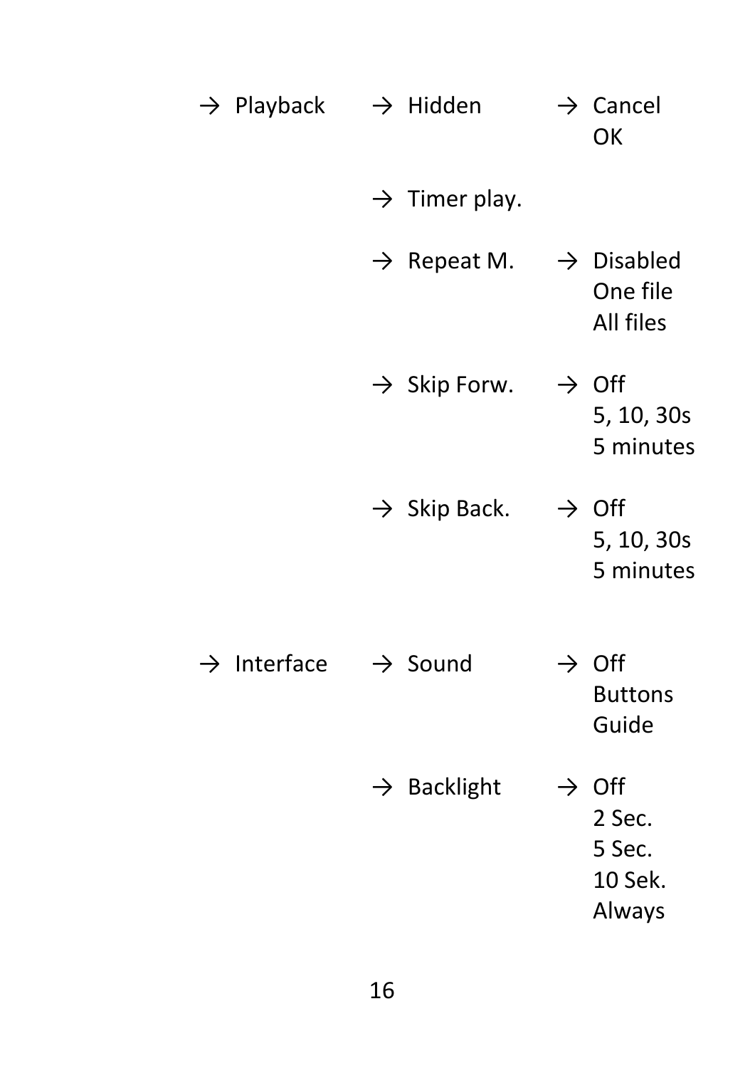| | | |
|---|---|---|
| → Playback | → Hidden | → Cancel<br>OK |
| | → Timer play. | |
| | → Repeat M. | → Disabled<br>One file<br>All files |
| | → Skip Forw. | → Off<br>5, 10, 30s<br>5 minutes |
| | → Skip Back. | → Off<br>5, 10, 30s<br>5 minutes |
| → Interface | → Sound | → Off<br>Buttons<br>Guide |
| | → Backlight | → Off<br>2 Sec.<br>5 Sec.<br>10 Sek.<br>Always |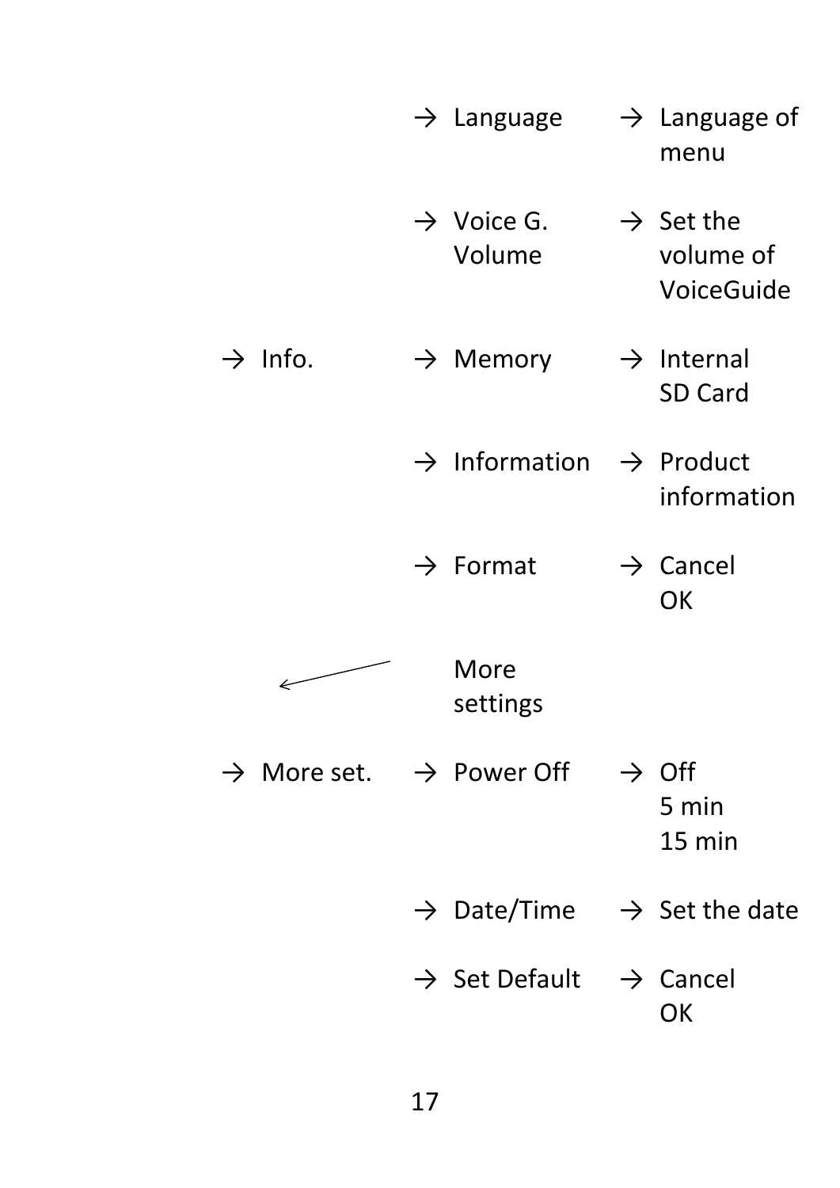| | | |
|---|---|---|
| | → Language | → Language of menu |
| | → Voice G. Volume | → Set the volume of VoiceGuide |
| → Info. | → Memory | → Internal<br>SD Card |
| | → Information | → Product information |
| | → Format | → Cancel<br>OK |
| ← | More settings | |
| → More set. | → Power Off | → Off<br>5 min<br>15 min |
| | → Date/Time | → Set the date |
| | → Set Default | → Cancel<br>OK |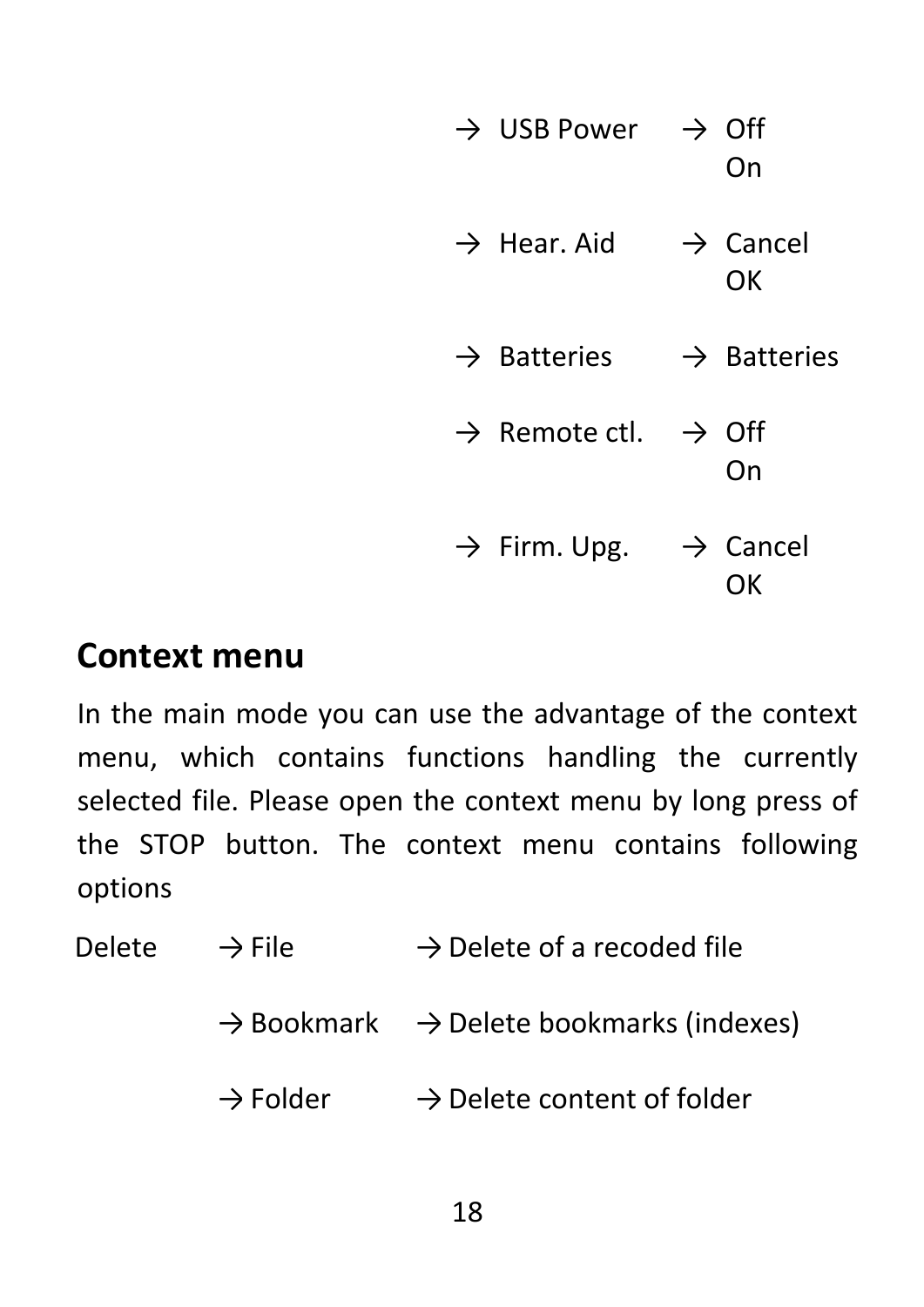→ USB Power → Off
On

→ Hear. Aid → Cancel
OK

→ Batteries → Batteries

→ Remote ctl. → Off
On

→ Firm. Upg. → Cancel
OK

## Context menu

In the main mode you can use the advantage of the context menu, which contains functions handling the currently selected file. Please open the context menu by long press of the STOP button. The context menu contains following options

Delete → File → Delete of a recoded file

→ Bookmark → Delete bookmarks (indexes)

→ Folder → Delete content of folder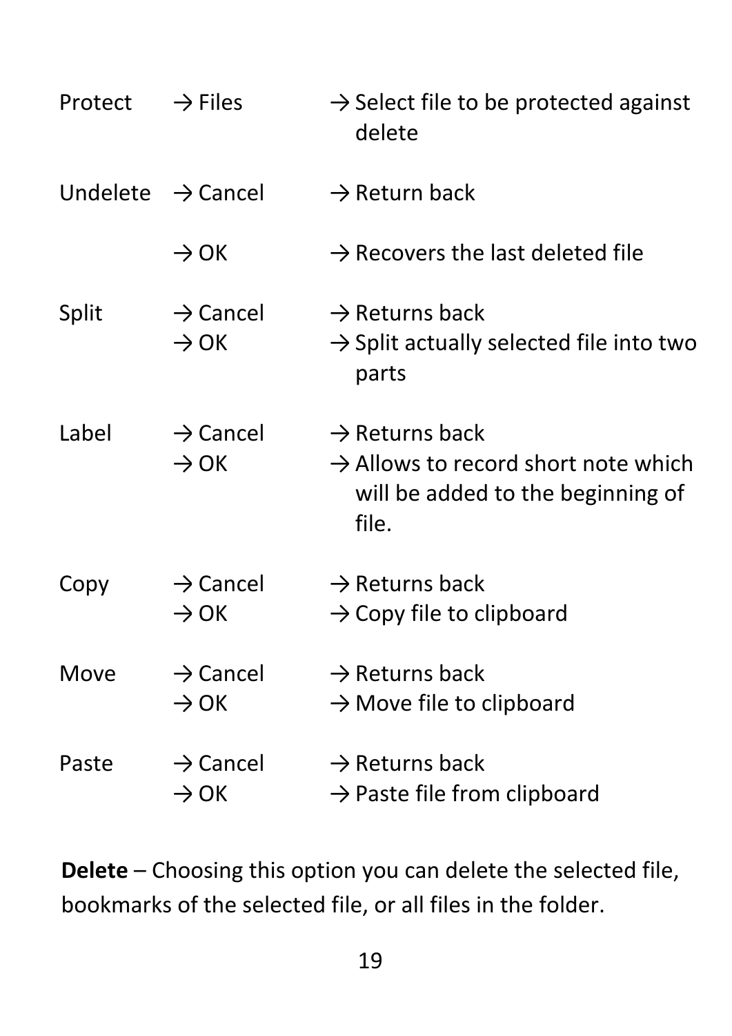| | | |
|---|---|---|
| Protect | → Files | → Select file to be protected against delete |
| Undelete | → Cancel | → Return back |
| | → OK | → Recovers the last deleted file |
| Split | → Cancel | → Returns back |
| | → OK | → Split actually selected file into two parts |
| Label | → Cancel | → Returns back |
| | → OK | → Allows to record short note which will be added to the beginning of file. |
| Copy | → Cancel | → Returns back |
| | → OK | → Copy file to clipboard |
| Move | → Cancel | → Returns back |
| | → OK | → Move file to clipboard |
| Paste | → Cancel | → Returns back |
| | → OK | → Paste file from clipboard |

**Delete** – Choosing this option you can delete the selected file, bookmarks of the selected file, or all files in the folder.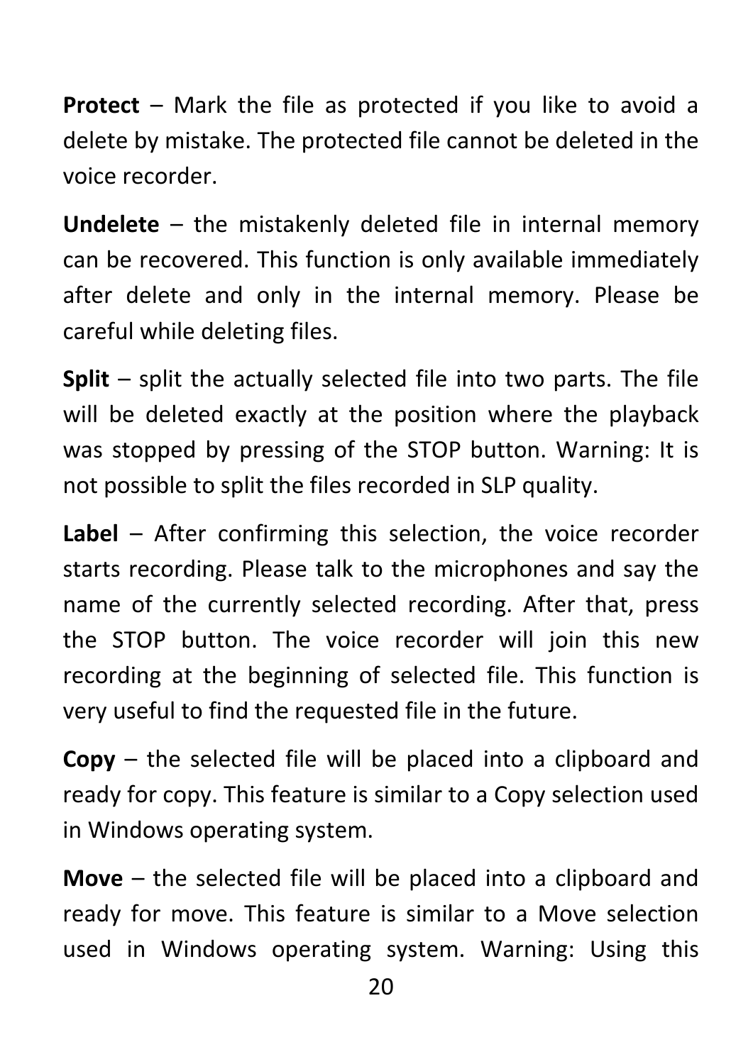**Protect** – Mark the file as protected if you like to avoid a delete by mistake. The protected file cannot be deleted in the voice recorder.

**Undelete** – the mistakenly deleted file in internal memory can be recovered. This function is only available immediately after delete and only in the internal memory. Please be careful while deleting files.

**Split** – split the actually selected file into two parts. The file will be deleted exactly at the position where the playback was stopped by pressing of the STOP button. Warning: It is not possible to split the files recorded in SLP quality.

**Label** – After confirming this selection, the voice recorder starts recording. Please talk to the microphones and say the name of the currently selected recording. After that, press the STOP button. The voice recorder will join this new recording at the beginning of selected file. This function is very useful to find the requested file in the future.

**Copy** – the selected file will be placed into a clipboard and ready for copy. This feature is similar to a Copy selection used in Windows operating system.

**Move** – the selected file will be placed into a clipboard and ready for move. This feature is similar to a Move selection used in Windows operating system. Warning: Using this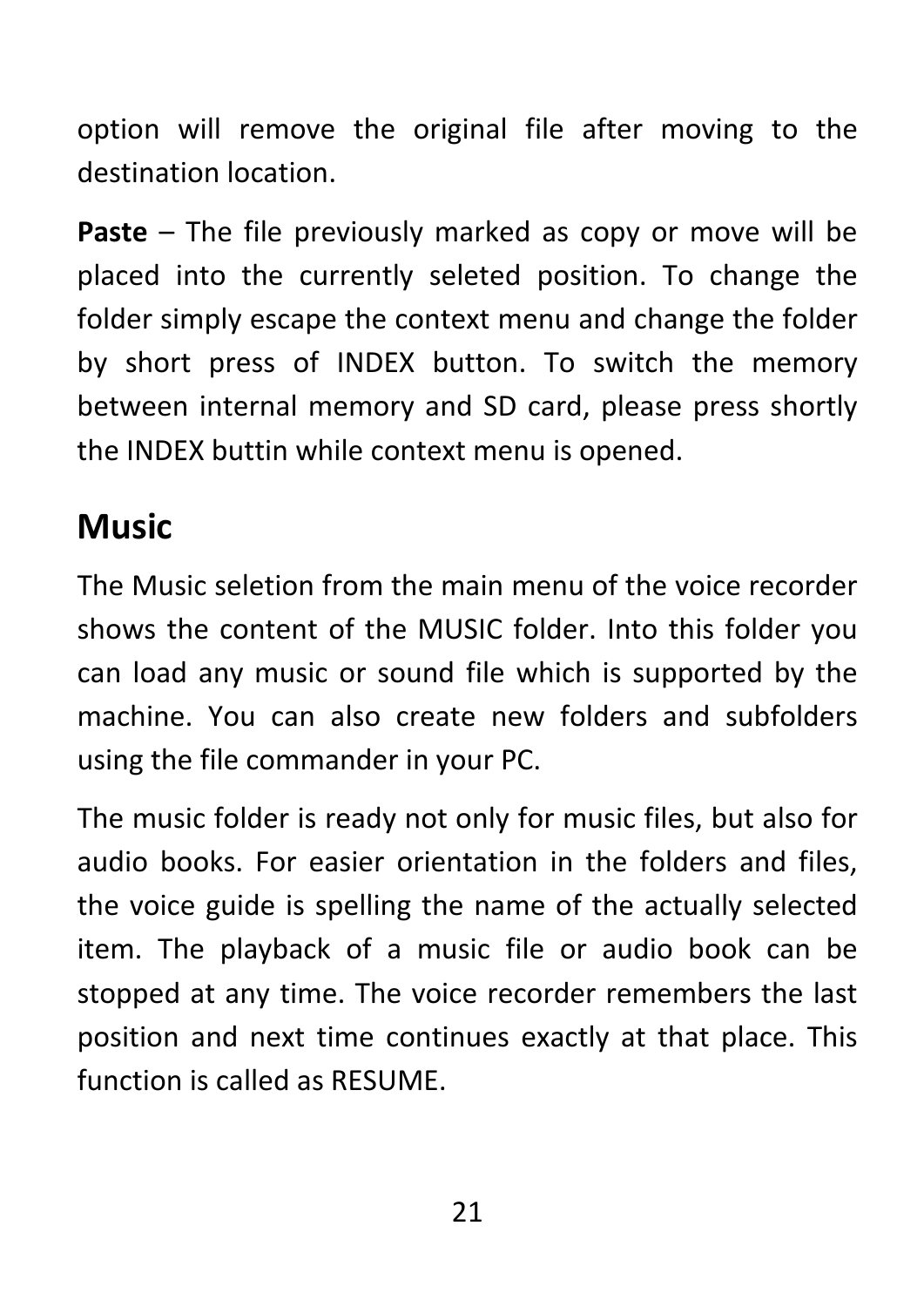option will remove the original file after moving to the destination location.

**Paste** – The file previously marked as copy or move will be placed into the currently seleted position. To change the folder simply escape the context menu and change the folder by short press of INDEX button. To switch the memory between internal memory and SD card, please press shortly the INDEX buttin while context menu is opened.

## Music

The Music seletion from the main menu of the voice recorder shows the content of the MUSIC folder. Into this folder you can load any music or sound file which is supported by the machine. You can also create new folders and subfolders using the file commander in your PC.

The music folder is ready not only for music files, but also for audio books. For easier orientation in the folders and files, the voice guide is spelling the name of the actually selected item. The playback of a music file or audio book can be stopped at any time. The voice recorder remembers the last position and next time continues exactly at that place. This function is called as RESUME.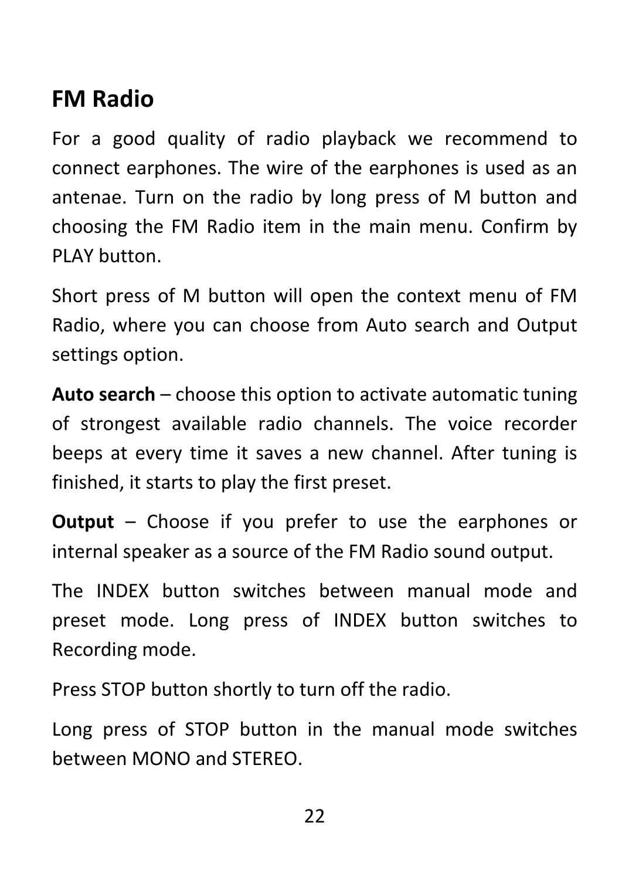## FM Radio

For a good quality of radio playback we recommend to connect earphones. The wire of the earphones is used as an antenae. Turn on the radio by long press of M button and choosing the FM Radio item in the main menu. Confirm by PLAY button.

Short press of M button will open the context menu of FM Radio, where you can choose from Auto search and Output settings option.

**Auto search** – choose this option to activate automatic tuning of strongest available radio channels. The voice recorder beeps at every time it saves a new channel. After tuning is finished, it starts to play the first preset.

**Output** – Choose if you prefer to use the earphones or internal speaker as a source of the FM Radio sound output.

The INDEX button switches between manual mode and preset mode. Long press of INDEX button switches to Recording mode.

Press STOP button shortly to turn off the radio.

Long press of STOP button in the manual mode switches between MONO and STEREO.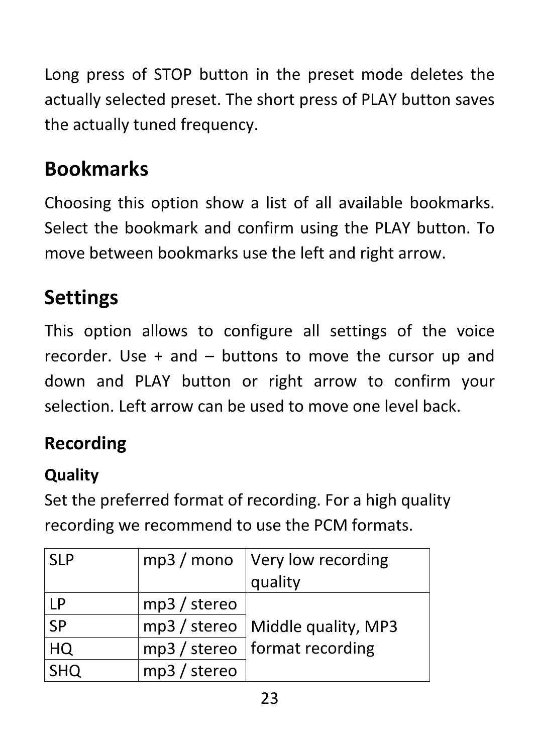Long press of STOP button in the preset mode deletes the actually selected preset. The short press of PLAY button saves the actually tuned frequency.

## Bookmarks

Choosing this option show a list of all available bookmarks. Select the bookmark and confirm using the PLAY button. To move between bookmarks use the left and right arrow.

## Settings

This option allows to configure all settings of the voice recorder. Use + and – buttons to move the cursor up and down and PLAY button or right arrow to confirm your selection. Left arrow can be used to move one level back.

### Recording

#### Quality

Set the preferred format of recording. For a high quality recording we recommend to use the PCM formats.

| SLP | mp3 / mono | Very low recording quality |
|---|---|---|
| LP | mp3 / stereo | Middle quality, MP3 format recording |
| SP | mp3 / stereo | |
| HQ | mp3 / stereo | |
| SHQ | mp3 / stereo | |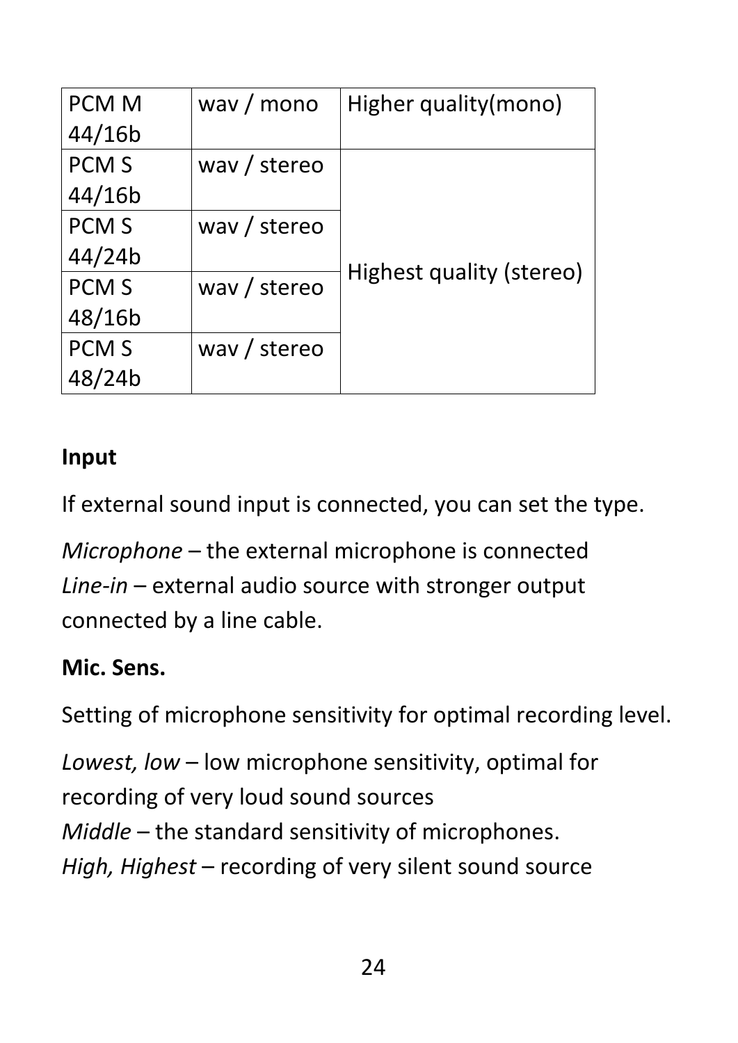| PCM M 44/16b | wav / mono | Higher quality(mono) |
|---|---|---|
| PCM S 44/16b | wav / stereo | Highest quality (stereo) |
| PCM S 44/24b | wav / stereo | |
| PCM S 48/16b | wav / stereo | |
| PCM S 48/24b | wav / stereo | |

**Input**

If external sound input is connected, you can set the type.

*Microphone* – the external microphone is connected
*Line-in* – external audio source with stronger output connected by a line cable.

**Mic. Sens.**

Setting of microphone sensitivity for optimal recording level.

*Lowest, low* – low microphone sensitivity, optimal for recording of very loud sound sources
*Middle* – the standard sensitivity of microphones.
*High, Highest* – recording of very silent sound source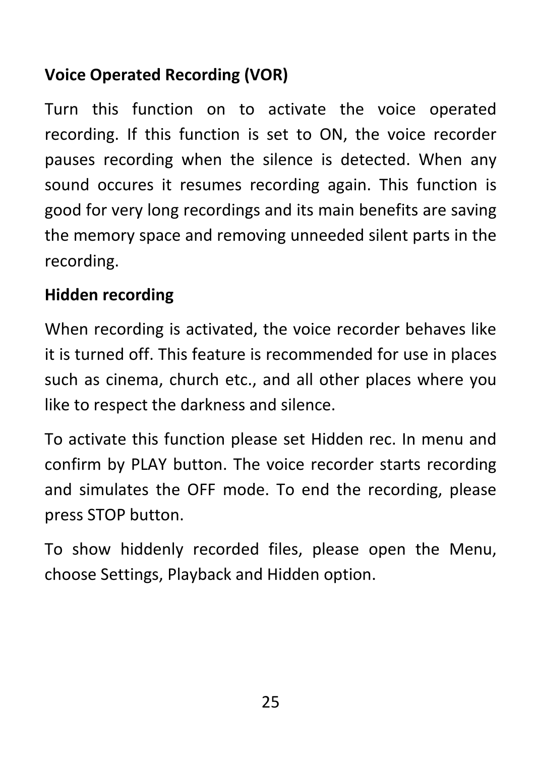**Voice Operated Recording (VOR)**

Turn this function on to activate the voice operated recording. If this function is set to ON, the voice recorder pauses recording when the silence is detected. When any sound occures it resumes recording again. This function is good for very long recordings and its main benefits are saving the memory space and removing unneeded silent parts in the recording.

**Hidden recording**

When recording is activated, the voice recorder behaves like it is turned off. This feature is recommended for use in places such as cinema, church etc., and all other places where you like to respect the darkness and silence.

To activate this function please set Hidden rec. In menu and confirm by PLAY button. The voice recorder starts recording and simulates the OFF mode. To end the recording, please press STOP button.

To show hiddenly recorded files, please open the Menu, choose Settings, Playback and Hidden option.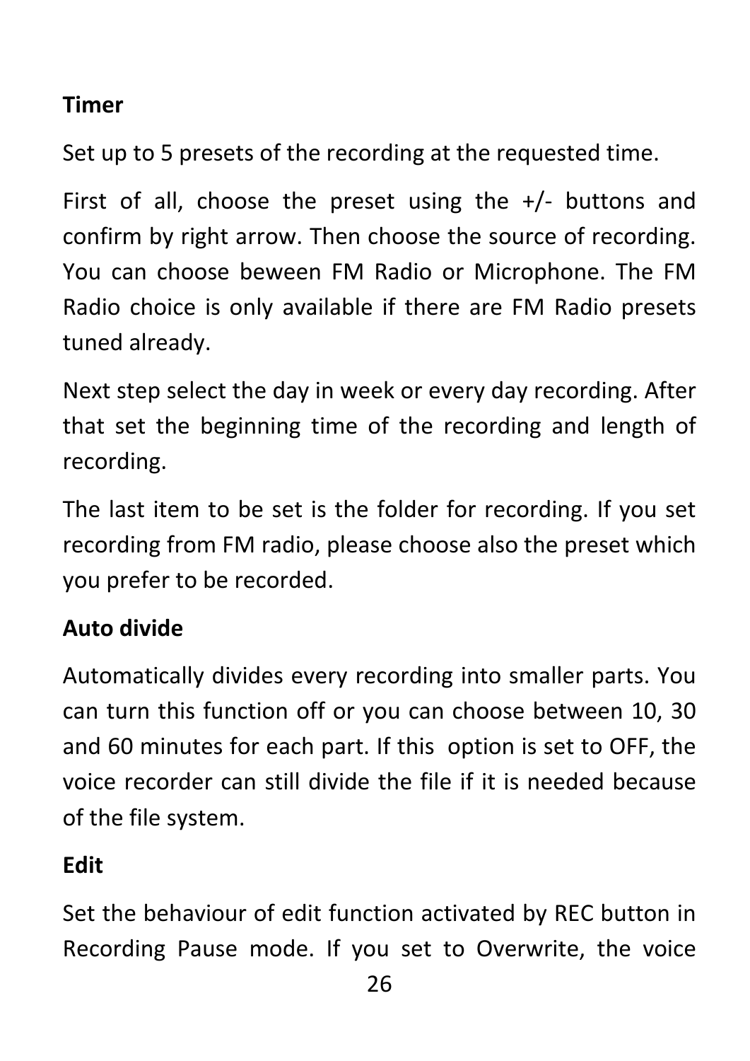**Timer**

Set up to 5 presets of the recording at the requested time.

First of all, choose the preset using the +/- buttons and confirm by right arrow. Then choose the source of recording. You can choose beween FM Radio or Microphone. The FM Radio choice is only available if there are FM Radio presets tuned already.

Next step select the day in week or every day recording. After that set the beginning time of the recording and length of recording.

The last item to be set is the folder for recording. If you set recording from FM radio, please choose also the preset which you prefer to be recorded.

**Auto divide**

Automatically divides every recording into smaller parts. You can turn this function off or you can choose between 10, 30 and 60 minutes for each part. If this option is set to OFF, the voice recorder can still divide the file if it is needed because of the file system.

**Edit**

Set the behaviour of edit function activated by REC button in Recording Pause mode. If you set to Overwrite, the voice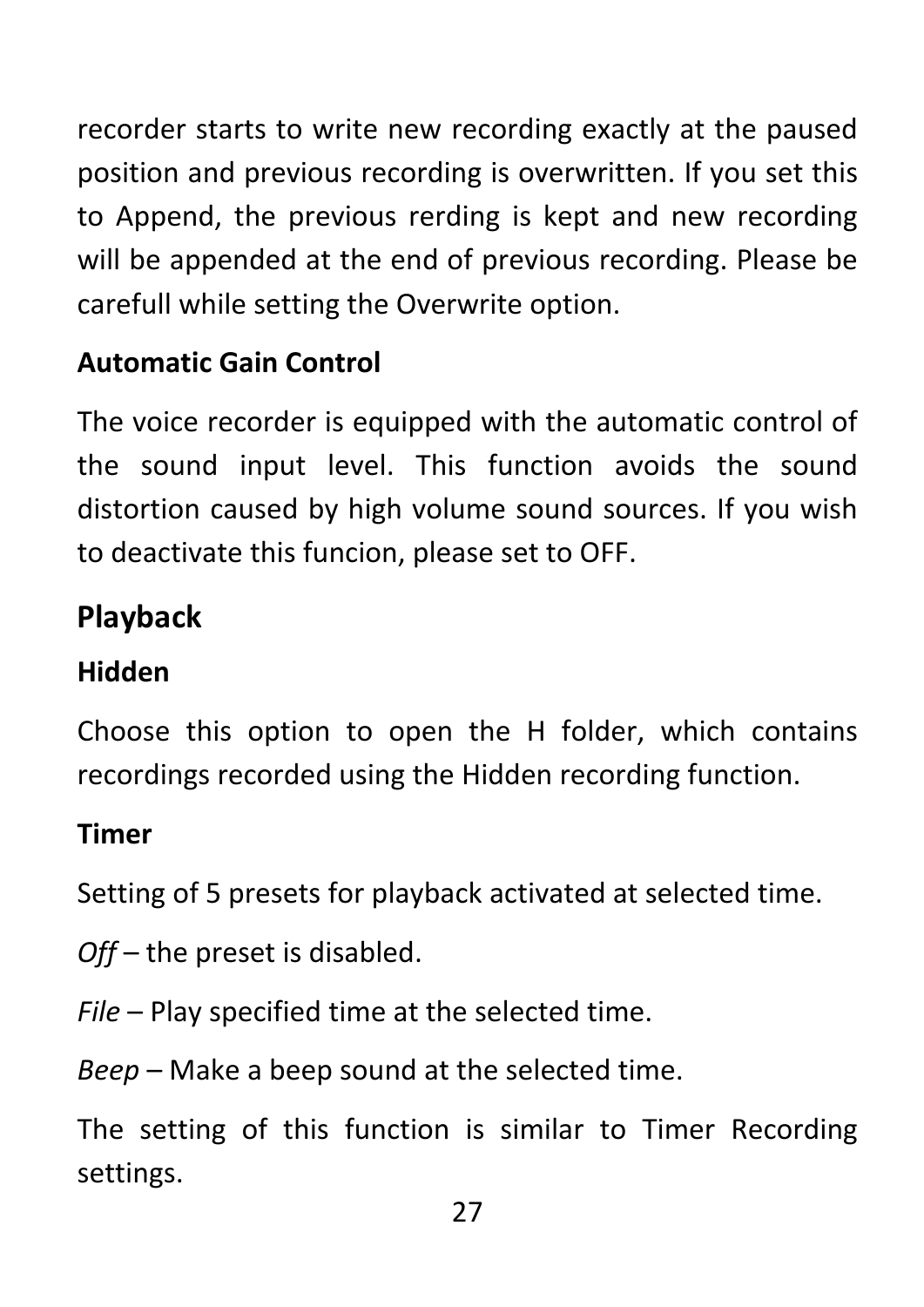recorder starts to write new recording exactly at the paused position and previous recording is overwritten. If you set this to Append, the previous rerding is kept and new recording will be appended at the end of previous recording. Please be carefull while setting the Overwrite option.

### Automatic Gain Control

The voice recorder is equipped with the automatic control of the sound input level. This function avoids the sound distortion caused by high volume sound sources. If you wish to deactivate this funcion, please set to OFF.

## Playback

### Hidden

Choose this option to open the H folder, which contains recordings recorded using the Hidden recording function.

### Timer

Setting of 5 presets for playback activated at selected time.

*Off* – the preset is disabled.

*File* – Play specified time at the selected time.

*Beep* – Make a beep sound at the selected time.

The setting of this function is similar to Timer Recording settings.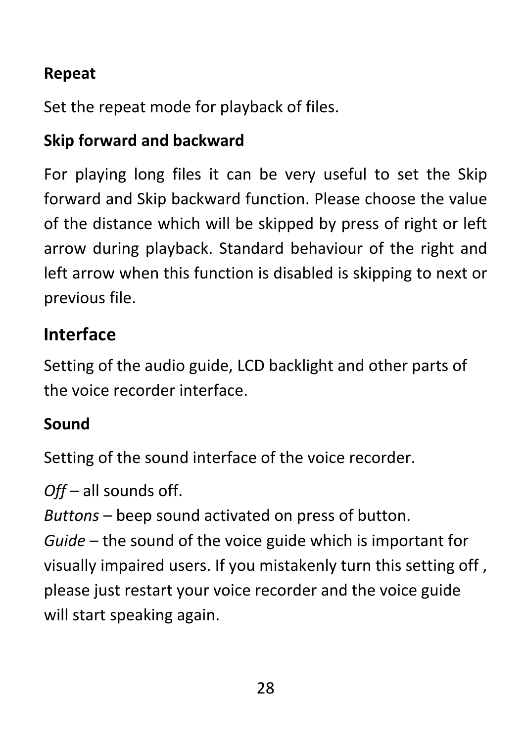### Repeat

Set the repeat mode for playback of files.

### Skip forward and backward

For playing long files it can be very useful to set the Skip forward and Skip backward function. Please choose the value of the distance which will be skipped by press of right or left arrow during playback. Standard behaviour of the right and left arrow when this function is disabled is skipping to next or previous file.

## Interface

Setting of the audio guide, LCD backlight and other parts of the voice recorder interface.

### Sound

Setting of the sound interface of the voice recorder.

*Off* – all sounds off.
*Buttons* – beep sound activated on press of button.
*Guide* – the sound of the voice guide which is important for visually impaired users. If you mistakenly turn this setting off , please just restart your voice recorder and the voice guide will start speaking again.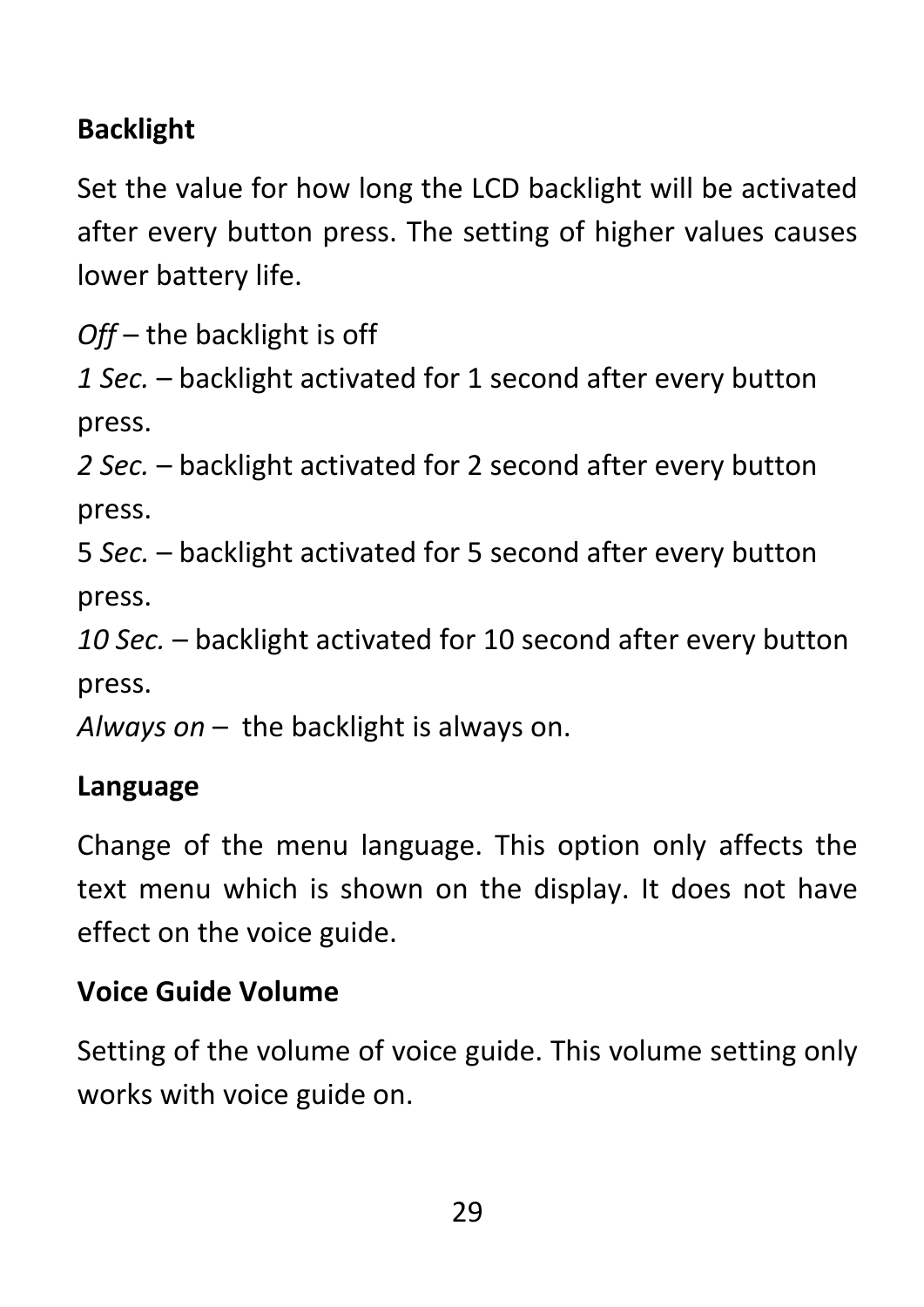**Backlight**

Set the value for how long the LCD backlight will be activated after every button press. The setting of higher values causes lower battery life.

*Off* – the backlight is off
*1 Sec.* – backlight activated for 1 second after every button press.
*2 Sec.* – backlight activated for 2 second after every button press.
5 *Sec.* – backlight activated for 5 second after every button press.
*10 Sec.* – backlight activated for 10 second after every button press.
*Always on* – the backlight is always on.

**Language**

Change of the menu language. This option only affects the text menu which is shown on the display. It does not have effect on the voice guide.

**Voice Guide Volume**

Setting of the volume of voice guide. This volume setting only works with voice guide on.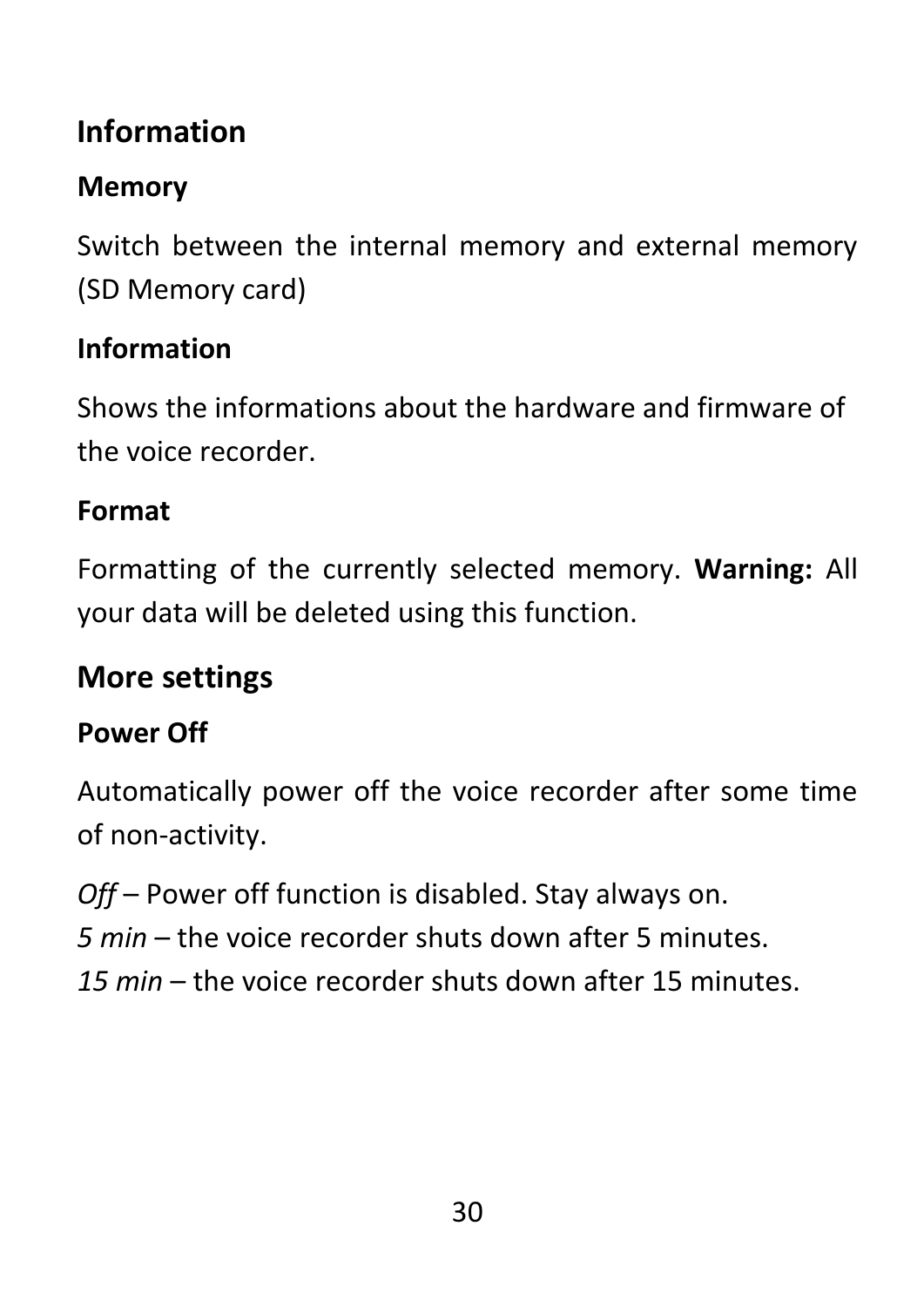## Information

### Memory

Switch between the internal memory and external memory (SD Memory card)

### Information

Shows the informations about the hardware and firmware of the voice recorder.

### Format

Formatting of the currently selected memory. **Warning:** All your data will be deleted using this function.

## More settings

### Power Off

Automatically power off the voice recorder after some time of non-activity.

*Off* – Power off function is disabled. Stay always on.
*5 min* – the voice recorder shuts down after 5 minutes.
*15 min* – the voice recorder shuts down after 15 minutes.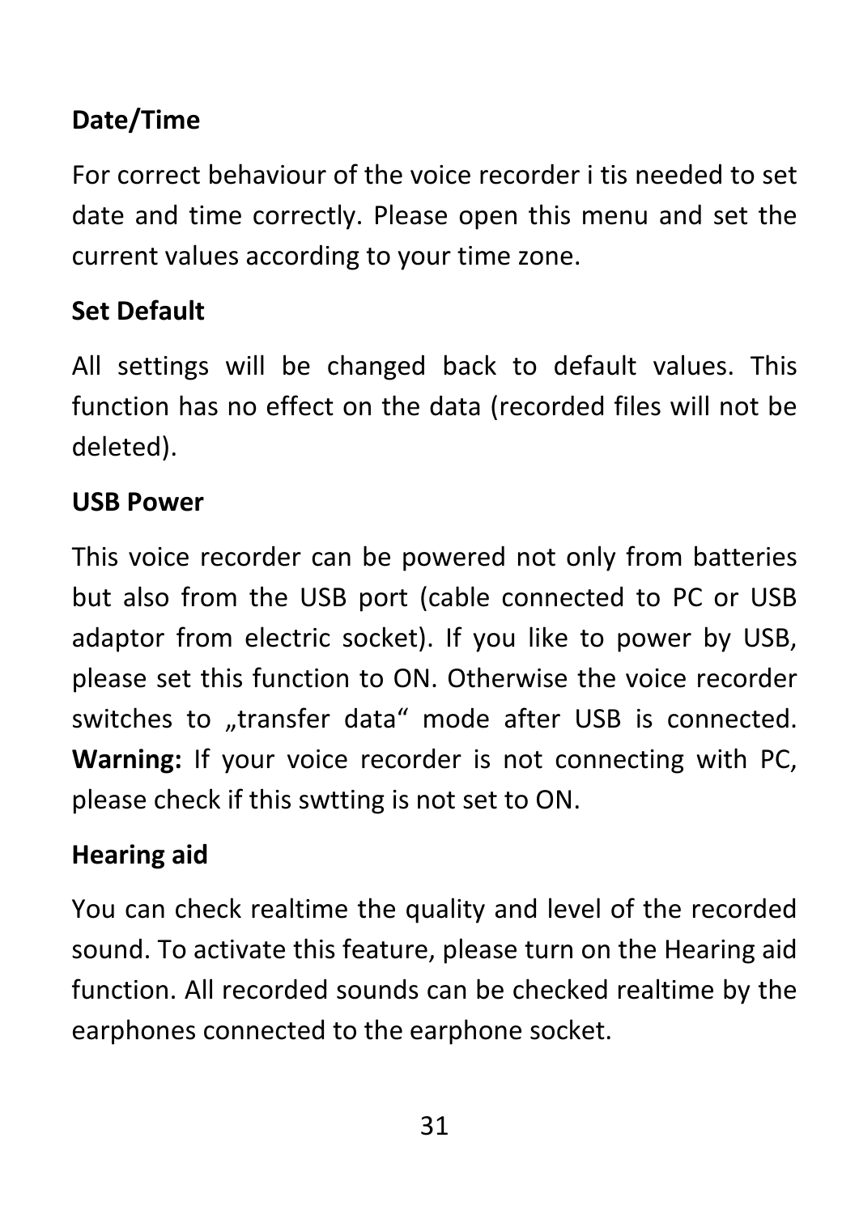**Date/Time**

For correct behaviour of the voice recorder i tis needed to set date and time correctly. Please open this menu and set the current values according to your time zone.

**Set Default**

All settings will be changed back to default values. This function has no effect on the data (recorded files will not be deleted).

**USB Power**

This voice recorder can be powered not only from batteries but also from the USB port (cable connected to PC or USB adaptor from electric socket). If you like to power by USB, please set this function to ON. Otherwise the voice recorder switches to „transfer data“ mode after USB is connected. **Warning:** If your voice recorder is not connecting with PC, please check if this swtting is not set to ON.

**Hearing aid**

You can check realtime the quality and level of the recorded sound. To activate this feature, please turn on the Hearing aid function. All recorded sounds can be checked realtime by the earphones connected to the earphone socket.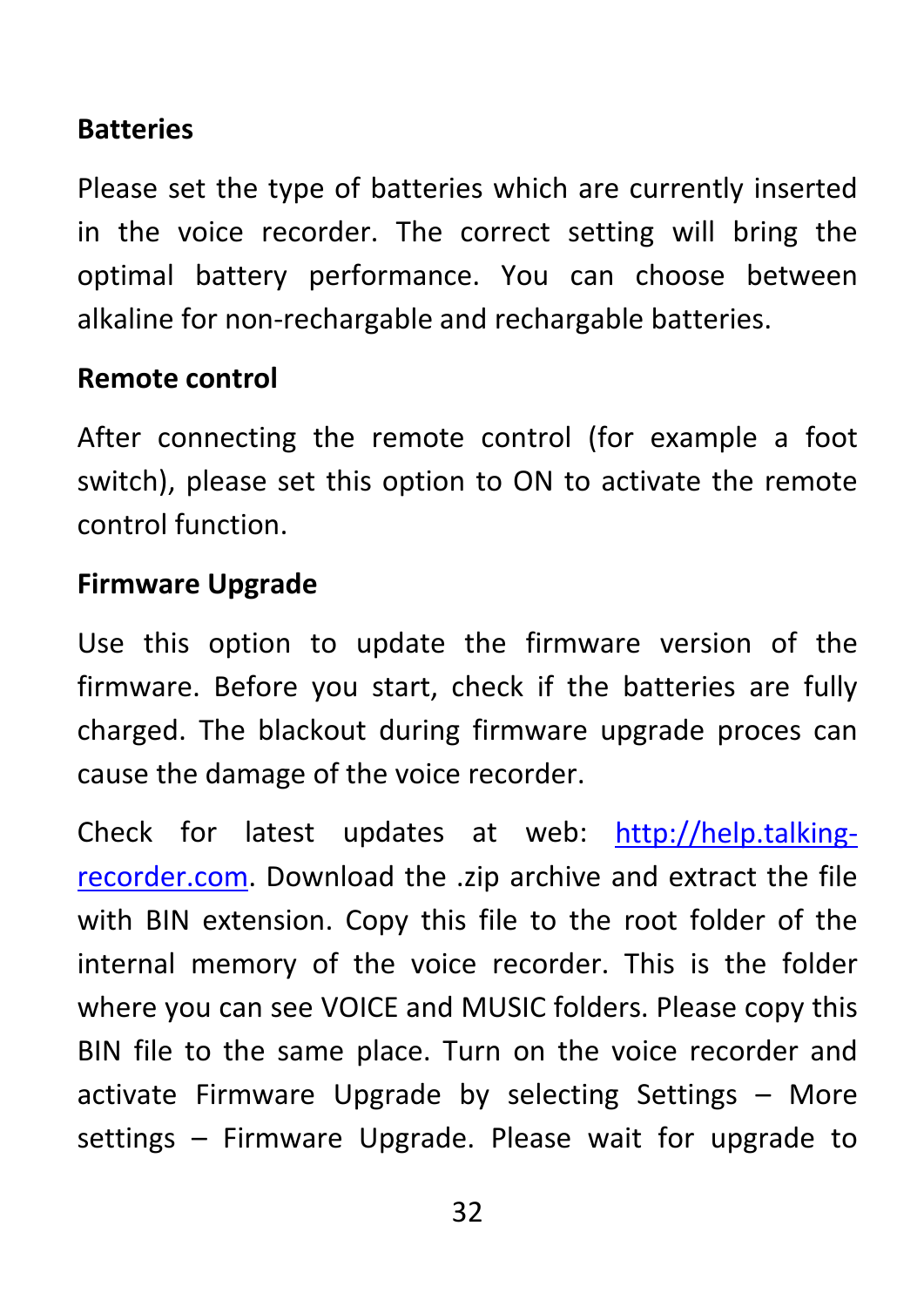**Batteries**

Please set the type of batteries which are currently inserted in the voice recorder. The correct setting will bring the optimal battery performance. You can choose between alkaline for non-rechargable and rechargable batteries.

**Remote control**

After connecting the remote control (for example a foot switch), please set this option to ON to activate the remote control function.

**Firmware Upgrade**

Use this option to update the firmware version of the firmware. Before you start, check if the batteries are fully charged. The blackout during firmware upgrade proces can cause the damage of the voice recorder.

Check for latest updates at web: [http://help.talking-recorder.com](http://help.talking-recorder.com). Download the .zip archive and extract the file with BIN extension. Copy this file to the root folder of the internal memory of the voice recorder. This is the folder where you can see VOICE and MUSIC folders. Please copy this BIN file to the same place. Turn on the voice recorder and activate Firmware Upgrade by selecting Settings – More settings – Firmware Upgrade. Please wait for upgrade to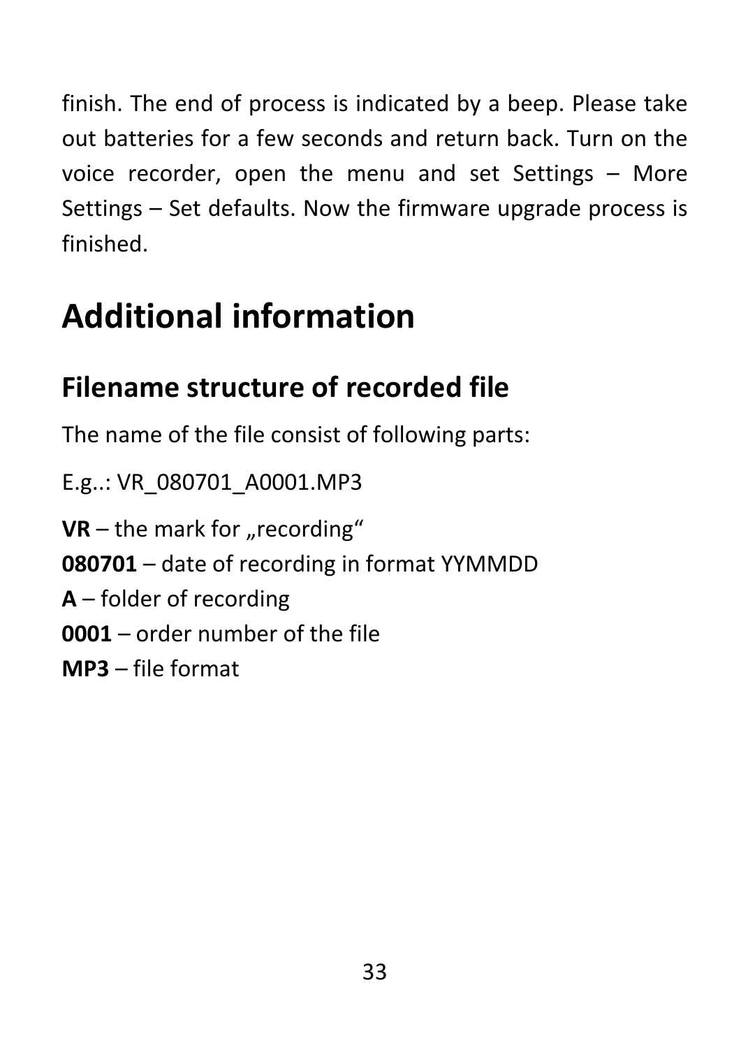finish. The end of process is indicated by a beep. Please take out batteries for a few seconds and return back. Turn on the voice recorder, open the menu and set Settings – More Settings – Set defaults. Now the firmware upgrade process is finished.

# Additional information

## Filename structure of recorded file

The name of the file consist of following parts:

E.g..: VR_080701_A0001.MP3

**VR** – the mark for „recording“
**080701** – date of recording in format YYMMDD
**A** – folder of recording
**0001** – order number of the file
**MP3** – file format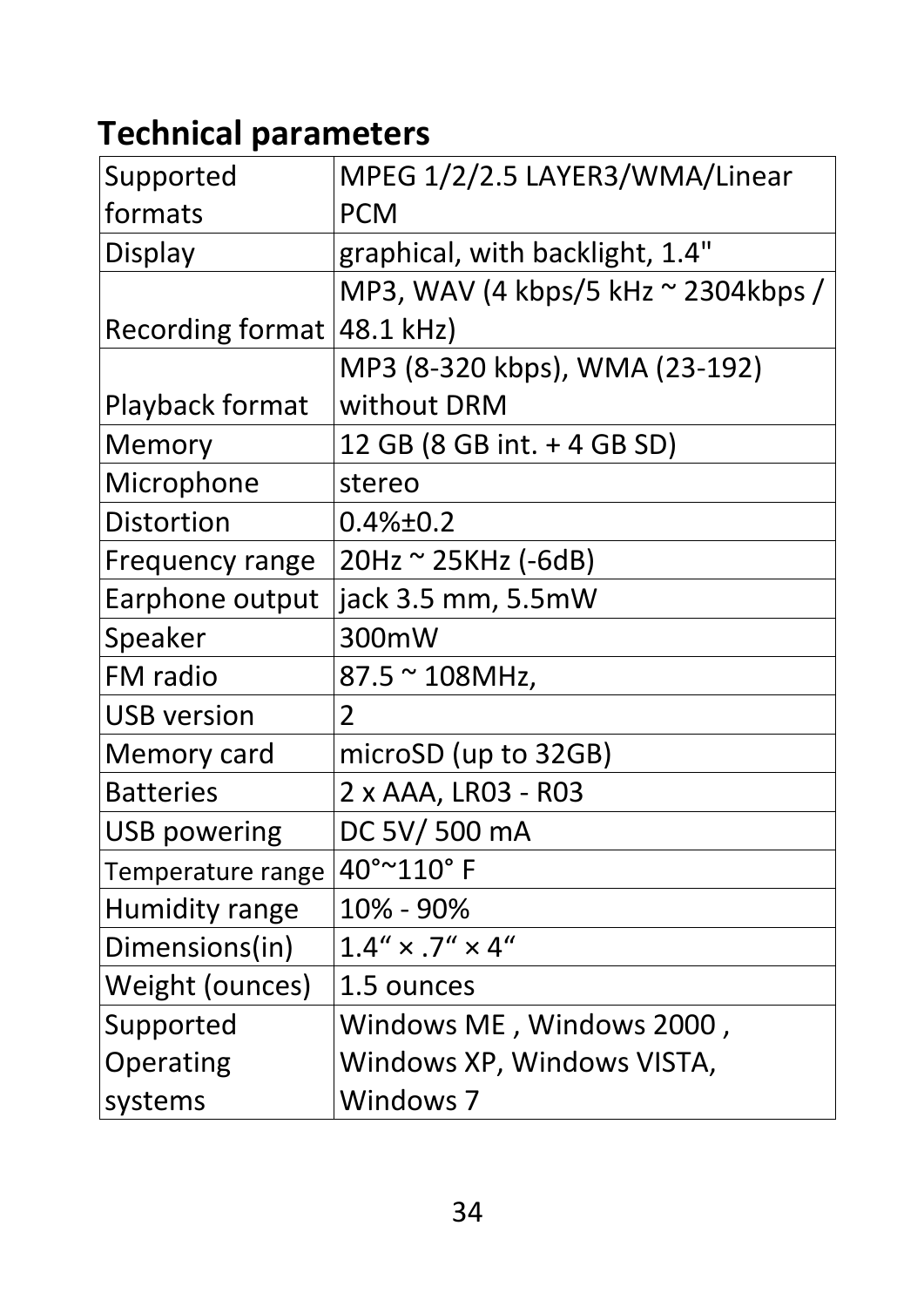## Technical parameters

| | |
|---|---|
| Supported formats | MPEG 1/2/2.5 LAYER3/WMA/Linear PCM |
| Display | graphical, with backlight, 1.4" |
| Recording format | MP3, WAV (4 kbps/5 kHz ~ 2304kbps / 48.1 kHz) |
| Playback format | MP3 (8-320 kbps), WMA (23-192) without DRM |
| Memory | 12 GB (8 GB int. + 4 GB SD) |
| Microphone | stereo |
| Distortion | 0.4%±0.2 |
| Frequency range | 20Hz ~ 25KHz (-6dB) |
| Earphone output | jack 3.5 mm, 5.5mW |
| Speaker | 300mW |
| FM radio | 87.5 ~ 108MHz, |
| USB version | 2 |
| Memory card | microSD (up to 32GB) |
| Batteries | 2 x AAA, LR03 - R03 |
| USB powering | DC 5V/ 500 mA |
| Temperature range | 40°~110° F |
| Humidity range | 10% - 90% |
| Dimensions(in) | 1.4“ × .7“ × 4“ |
| Weight (ounces) | 1.5 ounces |
| Supported Operating systems | Windows ME , Windows 2000 , Windows XP, Windows VISTA, Windows 7 |